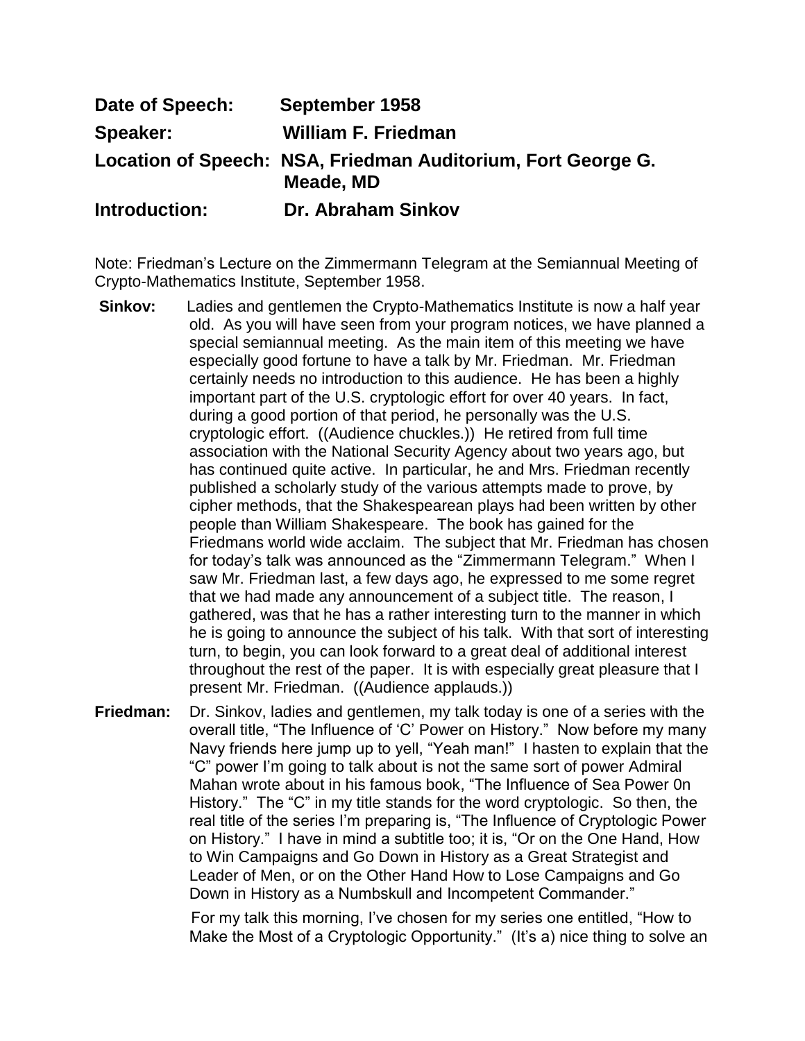**Date of Speech:** September 1958

**Speaker:** William F. Friedman

**Location of Speech:** NSA, Friedman Auditorium, Fort George G. Meade, MD

**Introduction:** Dr. Abraham Sinkov

Note: Friedman's Lecture on the Zimmermann Telegram at the Semiannual Meeting of Crypto-Mathematics Institute, September 1958.

**Sinkov:** Ladies and gentlemen the Crypto-Mathematics Institute is now a half year old. As you will have seen from your program notices, we have planned a special semiannual meeting. As the main item of this meeting we have especially good fortune to have a talk by Mr. Friedman. Mr. Friedman certainly needs no introduction to this audience. He has been a highly important part of the U.S. cryptologic effort for over 40 years. In fact, during a good portion of that period, he personally was the U.S. cryptologic effort. ((Audience chuckles.)) He retired from full time association with the National Security Agency about two years ago, but has continued quite active. In particular, he and Mrs. Friedman recently published a scholarly study of the various attempts made to prove, by cipher methods, that the Shakespearean plays had been written by other people than William Shakespeare. The book has gained for the Friedmans world wide acclaim. The subject that Mr. Friedman has chosen for today's talk was announced as the "Zimmermann Telegram." When I saw Mr. Friedman last, a few days ago, he expressed to me some regret that we had made any announcement of a subject title. The reason, I gathered, was that he has a rather interesting turn to the manner in which he is going to announce the subject of his talk. With that sort of interesting turn, to begin, you can look forward to a great deal of additional interest throughout the rest of the paper. It is with especially great pleasure that I present Mr. Friedman. ((Audience applauds.))

**Friedman:** Dr. Sinkov, ladies and gentlemen, my talk today is one of a series with the overall title, "The Influence of 'C' Power on History." Now before my many Navy friends here jump up to yell, "Yeah man!" I hasten to explain that the "C" power I'm going to talk about is not the same sort of power Admiral Mahan wrote about in his famous book, "The Influence of Sea Power 0n History." The "C" in my title stands for the word cryptologic. So then, the real title of the series I'm preparing is, "The Influence of Cryptologic Power on History." I have in mind a subtitle too; it is, "Or on the One Hand, How to Win Campaigns and Go Down in History as a Great Strategist and Leader of Men, or on the Other Hand How to Lose Campaigns and Go Down in History as a Numbskull and Incompetent Commander."

For my talk this morning, I've chosen for my series one entitled, "How to Make the Most of a Cryptologic Opportunity." (It's a) nice thing to solve an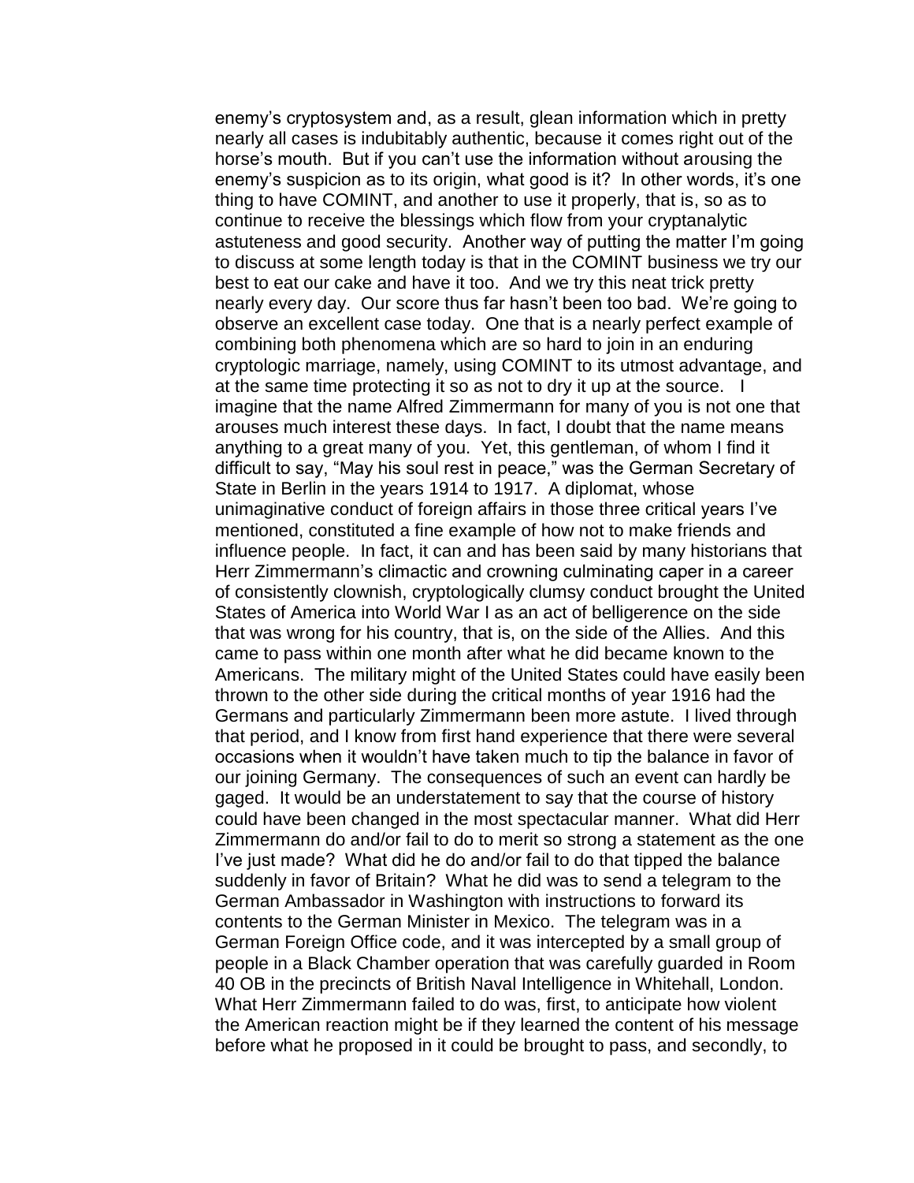enemy's cryptosystem and, as a result, glean information which in pretty nearly all cases is indubitably authentic, because it comes right out of the horse's mouth. But if you can't use the information without arousing the enemy's suspicion as to its origin, what good is it? In other words, it's one thing to have COMINT, and another to use it properly, that is, so as to continue to receive the blessings which flow from your cryptanalytic astuteness and good security. Another way of putting the matter I'm going to discuss at some length today is that in the COMINT business we try our best to eat our cake and have it too. And we try this neat trick pretty nearly every day. Our score thus far hasn't been too bad. We're going to observe an excellent case today. One that is a nearly perfect example of combining both phenomena which are so hard to join in an enduring cryptologic marriage, namely, using COMINT to its utmost advantage, and at the same time protecting it so as not to dry it up at the source. I imagine that the name Alfred Zimmermann for many of you is not one that arouses much interest these days. In fact, I doubt that the name means anything to a great many of you. Yet, this gentleman, of whom I find it difficult to say, "May his soul rest in peace," was the German Secretary of State in Berlin in the years 1914 to 1917. A diplomat, whose unimaginative conduct of foreign affairs in those three critical years I've mentioned, constituted a fine example of how not to make friends and influence people. In fact, it can and has been said by many historians that Herr Zimmermann's climactic and crowning culminating caper in a career of consistently clownish, cryptologically clumsy conduct brought the United States of America into World War I as an act of belligerence on the side that was wrong for his country, that is, on the side of the Allies. And this came to pass within one month after what he did became known to the Americans. The military might of the United States could have easily been thrown to the other side during the critical months of year 1916 had the Germans and particularly Zimmermann been more astute. I lived through that period, and I know from first hand experience that there were several occasions when it wouldn't have taken much to tip the balance in favor of our joining Germany. The consequences of such an event can hardly be gaged. It would be an understatement to say that the course of history could have been changed in the most spectacular manner. What did Herr Zimmermann do and/or fail to do to merit so strong a statement as the one I've just made? What did he do and/or fail to do that tipped the balance suddenly in favor of Britain? What he did was to send a telegram to the German Ambassador in Washington with instructions to forward its contents to the German Minister in Mexico. The telegram was in a German Foreign Office code, and it was intercepted by a small group of people in a Black Chamber operation that was carefully guarded in Room 40 OB in the precincts of British Naval Intelligence in Whitehall, London. What Herr Zimmermann failed to do was, first, to anticipate how violent the American reaction might be if they learned the content of his message before what he proposed in it could be brought to pass, and secondly, to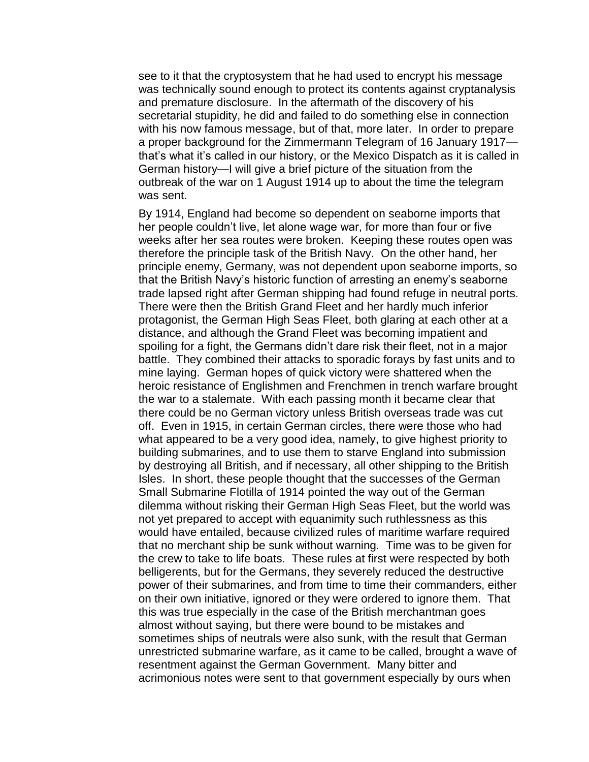see to it that the cryptosystem that he had used to encrypt his message was technically sound enough to protect its contents against cryptanalysis and premature disclosure. In the aftermath of the discovery of his secretarial stupidity, he did and failed to do something else in connection with his now famous message, but of that, more later. In order to prepare a proper background for the Zimmermann Telegram of 16 January 1917—that's what it's called in our history, or the Mexico Dispatch as it is called in German history—I will give a brief picture of the situation from the outbreak of the war on 1 August 1914 up to about the time the telegram was sent.

By 1914, England had become so dependent on seaborne imports that her people couldn't live, let alone wage war, for more than four or five weeks after her sea routes were broken. Keeping these routes open was therefore the principle task of the British Navy. On the other hand, her principle enemy, Germany, was not dependent upon seaborne imports, so that the British Navy's historic function of arresting an enemy's seaborne trade lapsed right after German shipping had found refuge in neutral ports. There were then the British Grand Fleet and her hardly much inferior protagonist, the German High Seas Fleet, both glaring at each other at a distance, and although the Grand Fleet was becoming impatient and spoiling for a fight, the Germans didn't dare risk their fleet, not in a major battle. They combined their attacks to sporadic forays by fast units and to mine laying. German hopes of quick victory were shattered when the heroic resistance of Englishmen and Frenchmen in trench warfare brought the war to a stalemate. With each passing month it became clear that there could be no German victory unless British overseas trade was cut off. Even in 1915, in certain German circles, there were those who had what appeared to be a very good idea, namely, to give highest priority to building submarines, and to use them to starve England into submission by destroying all British, and if necessary, all other shipping to the British Isles. In short, these people thought that the successes of the German Small Submarine Flotilla of 1914 pointed the way out of the German dilemma without risking their German High Seas Fleet, but the world was not yet prepared to accept with equanimity such ruthlessness as this would have entailed, because civilized rules of maritime warfare required that no merchant ship be sunk without warning. Time was to be given for the crew to take to life boats. These rules at first were respected by both belligerents, but for the Germans, they severely reduced the destructive power of their submarines, and from time to time their commanders, either on their own initiative, ignored or they were ordered to ignore them. That this was true especially in the case of the British merchantman goes almost without saying, but there were bound to be mistakes and sometimes ships of neutrals were also sunk, with the result that German unrestricted submarine warfare, as it came to be called, brought a wave of resentment against the German Government. Many bitter and acrimonious notes were sent to that government especially by ours when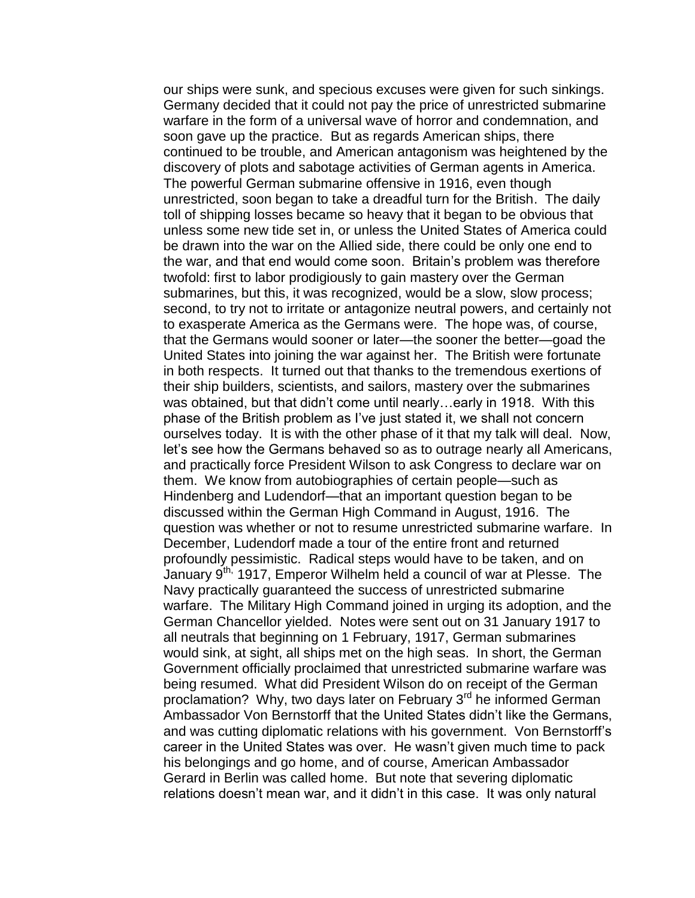our ships were sunk, and specious excuses were given for such sinkings. Germany decided that it could not pay the price of unrestricted submarine warfare in the form of a universal wave of horror and condemnation, and soon gave up the practice. But as regards American ships, there continued to be trouble, and American antagonism was heightened by the discovery of plots and sabotage activities of German agents in America. The powerful German submarine offensive in 1916, even though unrestricted, soon began to take a dreadful turn for the British. The daily toll of shipping losses became so heavy that it began to be obvious that unless some new tide set in, or unless the United States of America could be drawn into the war on the Allied side, there could be only one end to the war, and that end would come soon. Britain's problem was therefore twofold: first to labor prodigiously to gain mastery over the German submarines, but this, it was recognized, would be a slow, slow process; second, to try not to irritate or antagonize neutral powers, and certainly not to exasperate America as the Germans were. The hope was, of course, that the Germans would sooner or later—the sooner the better—goad the United States into joining the war against her. The British were fortunate in both respects. It turned out that thanks to the tremendous exertions of their ship builders, scientists, and sailors, mastery over the submarines was obtained, but that didn't come until nearly…early in 1918. With this phase of the British problem as I've just stated it, we shall not concern ourselves today. It is with the other phase of it that my talk will deal. Now, let's see how the Germans behaved so as to outrage nearly all Americans, and practically force President Wilson to ask Congress to declare war on them. We know from autobiographies of certain people—such as Hindenberg and Ludendorf—that an important question began to be discussed within the German High Command in August, 1916. The question was whether or not to resume unrestricted submarine warfare. In December, Ludendorf made a tour of the entire front and returned profoundly pessimistic. Radical steps would have to be taken, and on January 9th, 1917, Emperor Wilhelm held a council of war at Plesse. The Navy practically guaranteed the success of unrestricted submarine warfare. The Military High Command joined in urging its adoption, and the German Chancellor yielded. Notes were sent out on 31 January 1917 to all neutrals that beginning on 1 February, 1917, German submarines would sink, at sight, all ships met on the high seas. In short, the German Government officially proclaimed that unrestricted submarine warfare was being resumed. What did President Wilson do on receipt of the German proclamation? Why, two days later on February 3rd he informed German Ambassador Von Bernstorff that the United States didn't like the Germans, and was cutting diplomatic relations with his government. Von Bernstorff's career in the United States was over. He wasn't given much time to pack his belongings and go home, and of course, American Ambassador Gerard in Berlin was called home. But note that severing diplomatic relations doesn't mean war, and it didn't in this case. It was only natural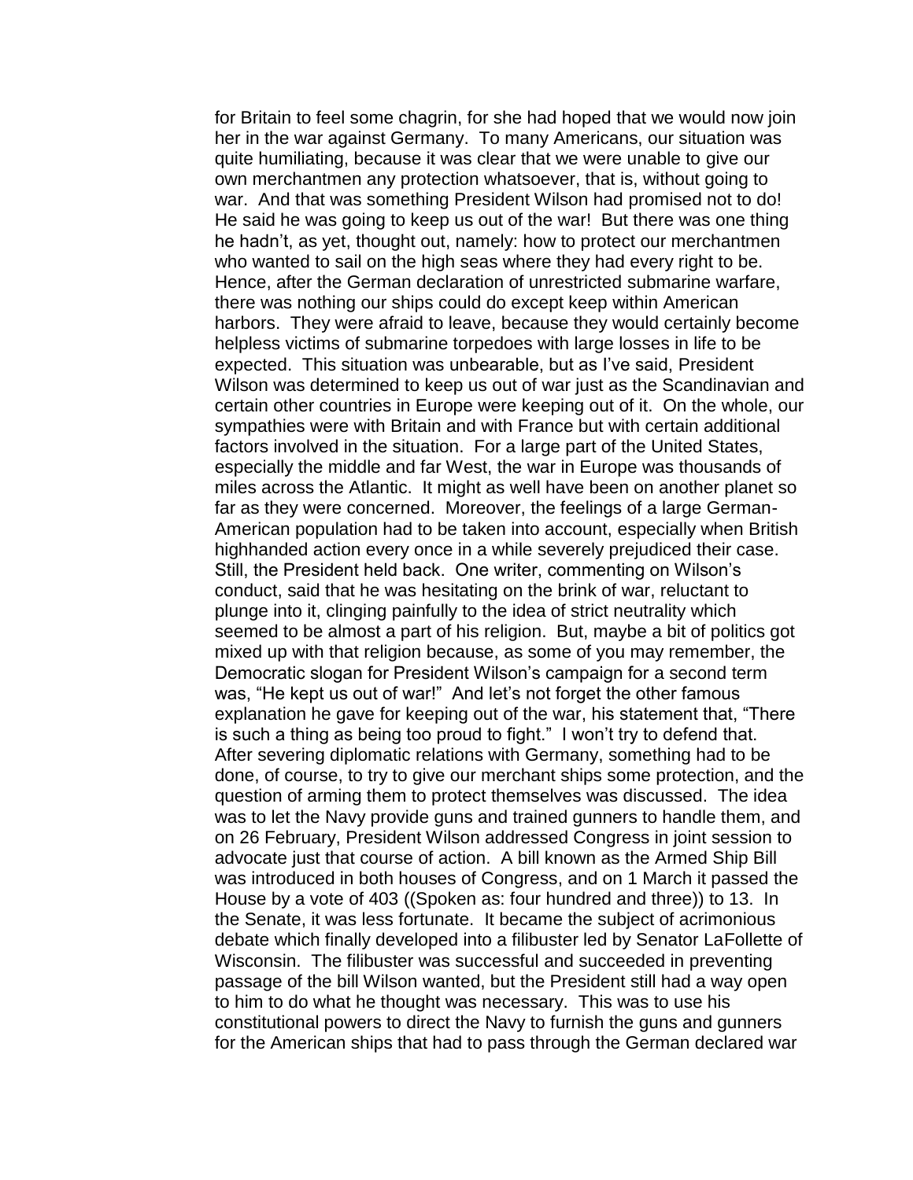for Britain to feel some chagrin, for she had hoped that we would now join her in the war against Germany. To many Americans, our situation was quite humiliating, because it was clear that we were unable to give our own merchantmen any protection whatsoever, that is, without going to war. And that was something President Wilson had promised not to do! He said he was going to keep us out of the war! But there was one thing he hadn't, as yet, thought out, namely: how to protect our merchantmen who wanted to sail on the high seas where they had every right to be. Hence, after the German declaration of unrestricted submarine warfare, there was nothing our ships could do except keep within American harbors. They were afraid to leave, because they would certainly become helpless victims of submarine torpedoes with large losses in life to be expected. This situation was unbearable, but as I've said, President Wilson was determined to keep us out of war just as the Scandinavian and certain other countries in Europe were keeping out of it. On the whole, our sympathies were with Britain and with France but with certain additional factors involved in the situation. For a large part of the United States, especially the middle and far West, the war in Europe was thousands of miles across the Atlantic. It might as well have been on another planet so far as they were concerned. Moreover, the feelings of a large German-American population had to be taken into account, especially when British highhanded action every once in a while severely prejudiced their case. Still, the President held back. One writer, commenting on Wilson's conduct, said that he was hesitating on the brink of war, reluctant to plunge into it, clinging painfully to the idea of strict neutrality which seemed to be almost a part of his religion. But, maybe a bit of politics got mixed up with that religion because, as some of you may remember, the Democratic slogan for President Wilson's campaign for a second term was, "He kept us out of war!" And let's not forget the other famous explanation he gave for keeping out of the war, his statement that, "There is such a thing as being too proud to fight." I won't try to defend that. After severing diplomatic relations with Germany, something had to be done, of course, to try to give our merchant ships some protection, and the question of arming them to protect themselves was discussed. The idea was to let the Navy provide guns and trained gunners to handle them, and on 26 February, President Wilson addressed Congress in joint session to advocate just that course of action. A bill known as the Armed Ship Bill was introduced in both houses of Congress, and on 1 March it passed the House by a vote of 403 ((Spoken as: four hundred and three)) to 13. In the Senate, it was less fortunate. It became the subject of acrimonious debate which finally developed into a filibuster led by Senator LaFollette of Wisconsin. The filibuster was successful and succeeded in preventing passage of the bill Wilson wanted, but the President still had a way open to him to do what he thought was necessary. This was to use his constitutional powers to direct the Navy to furnish the guns and gunners for the American ships that had to pass through the German declared war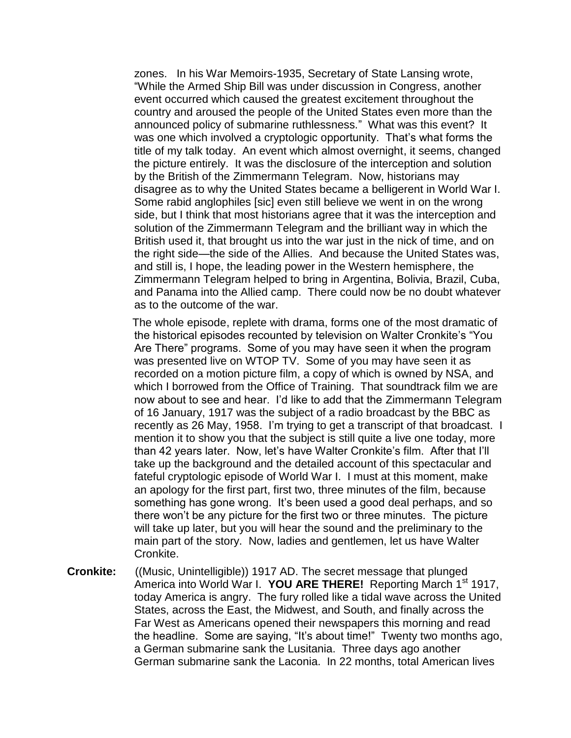zones. In his War Memoirs-1935, Secretary of State Lansing wrote, "While the Armed Ship Bill was under discussion in Congress, another event occurred which caused the greatest excitement throughout the country and aroused the people of the United States even more than the announced policy of submarine ruthlessness." What was this event? It was one which involved a cryptologic opportunity. That's what forms the title of my talk today. An event which almost overnight, it seems, changed the picture entirely. It was the disclosure of the interception and solution by the British of the Zimmermann Telegram. Now, historians may disagree as to why the United States became a belligerent in World War I. Some rabid anglophiles [sic] even still believe we went in on the wrong side, but I think that most historians agree that it was the interception and solution of the Zimmermann Telegram and the brilliant way in which the British used it, that brought us into the war just in the nick of time, and on the right side—the side of the Allies. And because the United States was, and still is, I hope, the leading power in the Western hemisphere, the Zimmermann Telegram helped to bring in Argentina, Bolivia, Brazil, Cuba, and Panama into the Allied camp. There could now be no doubt whatever as to the outcome of the war.

The whole episode, replete with drama, forms one of the most dramatic of the historical episodes recounted by television on Walter Cronkite's "You Are There" programs. Some of you may have seen it when the program was presented live on WTOP TV. Some of you may have seen it as recorded on a motion picture film, a copy of which is owned by NSA, and which I borrowed from the Office of Training. That soundtrack film we are now about to see and hear. I'd like to add that the Zimmermann Telegram of 16 January, 1917 was the subject of a radio broadcast by the BBC as recently as 26 May, 1958. I'm trying to get a transcript of that broadcast. I mention it to show you that the subject is still quite a live one today, more than 42 years later. Now, let's have Walter Cronkite's film. After that I'll take up the background and the detailed account of this spectacular and fateful cryptologic episode of World War I. I must at this moment, make an apology for the first part, first two, three minutes of the film, because something has gone wrong. It's been used a good deal perhaps, and so there won't be any picture for the first two or three minutes. The picture will take up later, but you will hear the sound and the preliminary to the main part of the story. Now, ladies and gentlemen, let us have Walter Cronkite.

**Cronkite:** ((Music, Unintelligible)) 1917 AD. The secret message that plunged America into World War I. **YOU ARE THERE!** Reporting March 1st 1917, today America is angry. The fury rolled like a tidal wave across the United States, across the East, the Midwest, and South, and finally across the Far West as Americans opened their newspapers this morning and read the headline. Some are saying, "It's about time!" Twenty two months ago, a German submarine sank the Lusitania. Three days ago another German submarine sank the Laconia. In 22 months, total American lives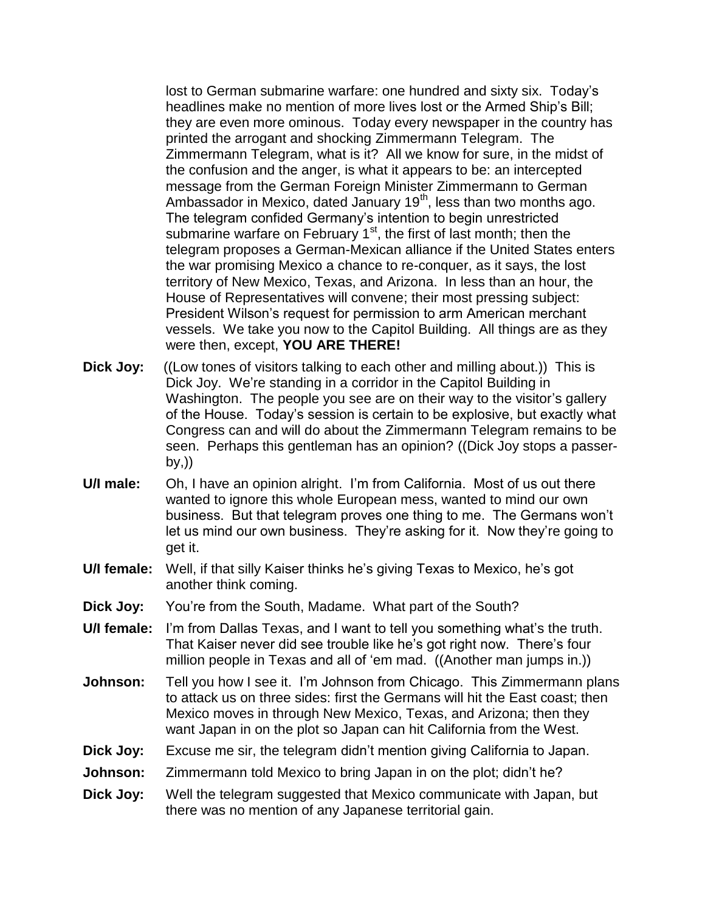lost to German submarine warfare: one hundred and sixty six. Today's headlines make no mention of more lives lost or the Armed Ship's Bill; they are even more ominous. Today every newspaper in the country has printed the arrogant and shocking Zimmermann Telegram. The Zimmermann Telegram, what is it? All we know for sure, in the midst of the confusion and the anger, is what it appears to be: an intercepted message from the German Foreign Minister Zimmermann to German Ambassador in Mexico, dated January 19th, less than two months ago. The telegram confided Germany's intention to begin unrestricted submarine warfare on February 1st, the first of last month; then the telegram proposes a German-Mexican alliance if the United States enters the war promising Mexico a chance to re-conquer, as it says, the lost territory of New Mexico, Texas, and Arizona. In less than an hour, the House of Representatives will convene; their most pressing subject: President Wilson's request for permission to arm American merchant vessels. We take you now to the Capitol Building. All things are as they were then, except, **YOU ARE THERE!**

**Dick Joy:** ((Low tones of visitors talking to each other and milling about.)) This is Dick Joy. We're standing in a corridor in the Capitol Building in Washington. The people you see are on their way to the visitor's gallery of the House. Today's session is certain to be explosive, but exactly what Congress can and will do about the Zimmermann Telegram remains to be seen. Perhaps this gentleman has an opinion? ((Dick Joy stops a passer-by,))

**U/I male:** Oh, I have an opinion alright. I'm from California. Most of us out there wanted to ignore this whole European mess, wanted to mind our own business. But that telegram proves one thing to me. The Germans won't let us mind our own business. They're asking for it. Now they're going to get it.

**U/I female:** Well, if that silly Kaiser thinks he's giving Texas to Mexico, he's got another think coming.

**Dick Joy:** You're from the South, Madame. What part of the South?

**U/I female:** I'm from Dallas Texas, and I want to tell you something what's the truth. That Kaiser never did see trouble like he's got right now. There's four million people in Texas and all of 'em mad. ((Another man jumps in.))

**Johnson:** Tell you how I see it. I'm Johnson from Chicago. This Zimmermann plans to attack us on three sides: first the Germans will hit the East coast; then Mexico moves in through New Mexico, Texas, and Arizona; then they want Japan in on the plot so Japan can hit California from the West.

**Dick Joy:** Excuse me sir, the telegram didn't mention giving California to Japan.

**Johnson:** Zimmermann told Mexico to bring Japan in on the plot; didn't he?

**Dick Joy:** Well the telegram suggested that Mexico communicate with Japan, but there was no mention of any Japanese territorial gain.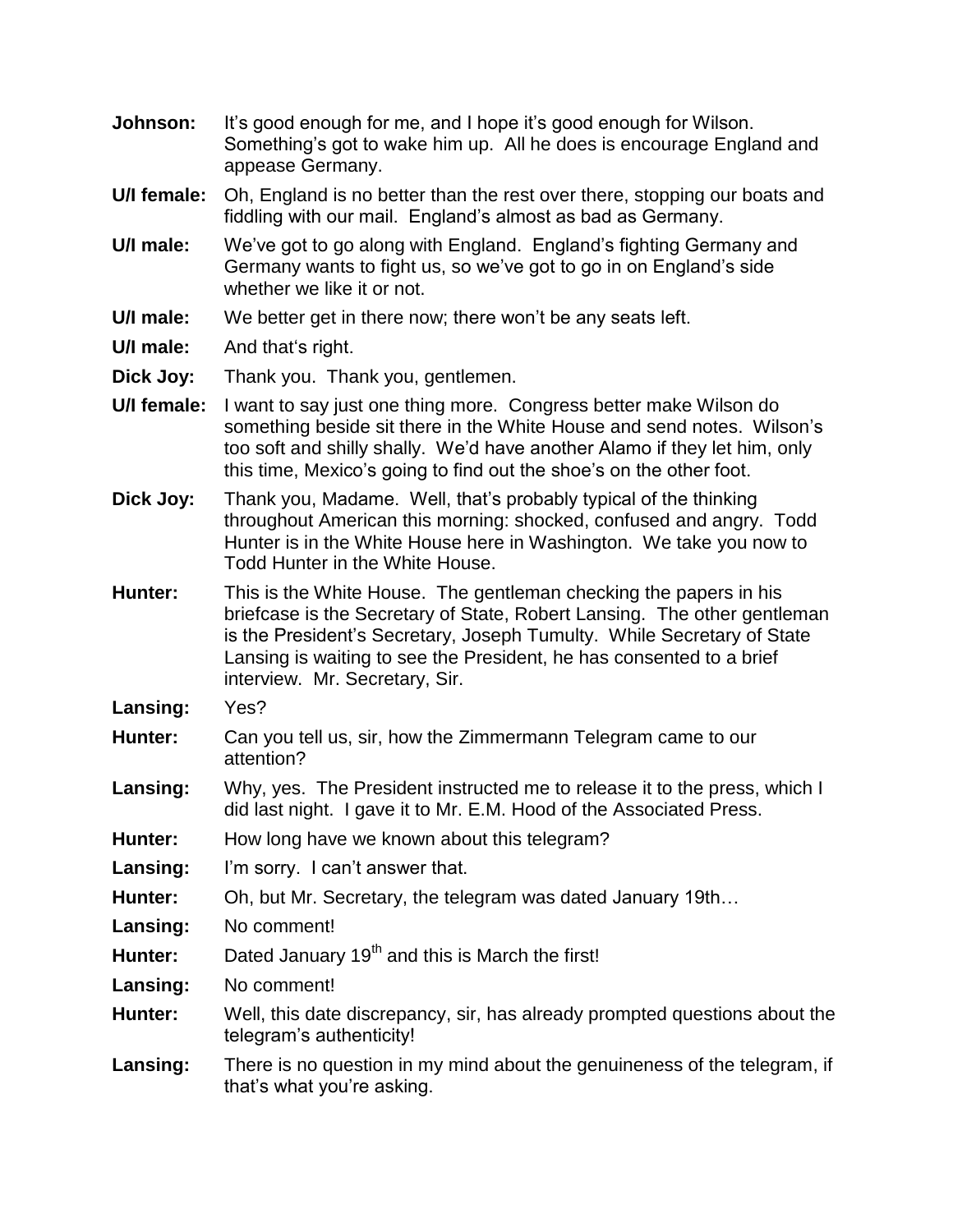**Johnson:** It's good enough for me, and I hope it's good enough for Wilson. Something's got to wake him up. All he does is encourage England and appease Germany.

**U/I female:** Oh, England is no better than the rest over there, stopping our boats and fiddling with our mail. England's almost as bad as Germany.

**U/I male:** We've got to go along with England. England's fighting Germany and Germany wants to fight us, so we've got to go in on England's side whether we like it or not.

**U/I male:** We better get in there now; there won't be any seats left.

**U/I male:** And that's right.

**Dick Joy:** Thank you. Thank you, gentlemen.

**U/I female:** I want to say just one thing more. Congress better make Wilson do something beside sit there in the White House and send notes. Wilson's too soft and shilly shally. We'd have another Alamo if they let him, only this time, Mexico's going to find out the shoe's on the other foot.

**Dick Joy:** Thank you, Madame. Well, that's probably typical of the thinking throughout American this morning: shocked, confused and angry. Todd Hunter is in the White House here in Washington. We take you now to Todd Hunter in the White House.

**Hunter:** This is the White House. The gentleman checking the papers in his briefcase is the Secretary of State, Robert Lansing. The other gentleman is the President's Secretary, Joseph Tumulty. While Secretary of State Lansing is waiting to see the President, he has consented to a brief interview. Mr. Secretary, Sir.

**Lansing:** Yes?

**Hunter:** Can you tell us, sir, how the Zimmermann Telegram came to our attention?

**Lansing:** Why, yes. The President instructed me to release it to the press, which I did last night. I gave it to Mr. E.M. Hood of the Associated Press.

**Hunter:** How long have we known about this telegram?

**Lansing:** I'm sorry. I can't answer that.

**Hunter:** Oh, but Mr. Secretary, the telegram was dated January 19th…

**Lansing:** No comment!

**Hunter:** Dated January 19th and this is March the first!

**Lansing:** No comment!

**Hunter:** Well, this date discrepancy, sir, has already prompted questions about the telegram's authenticity!

**Lansing:** There is no question in my mind about the genuineness of the telegram, if that's what you're asking.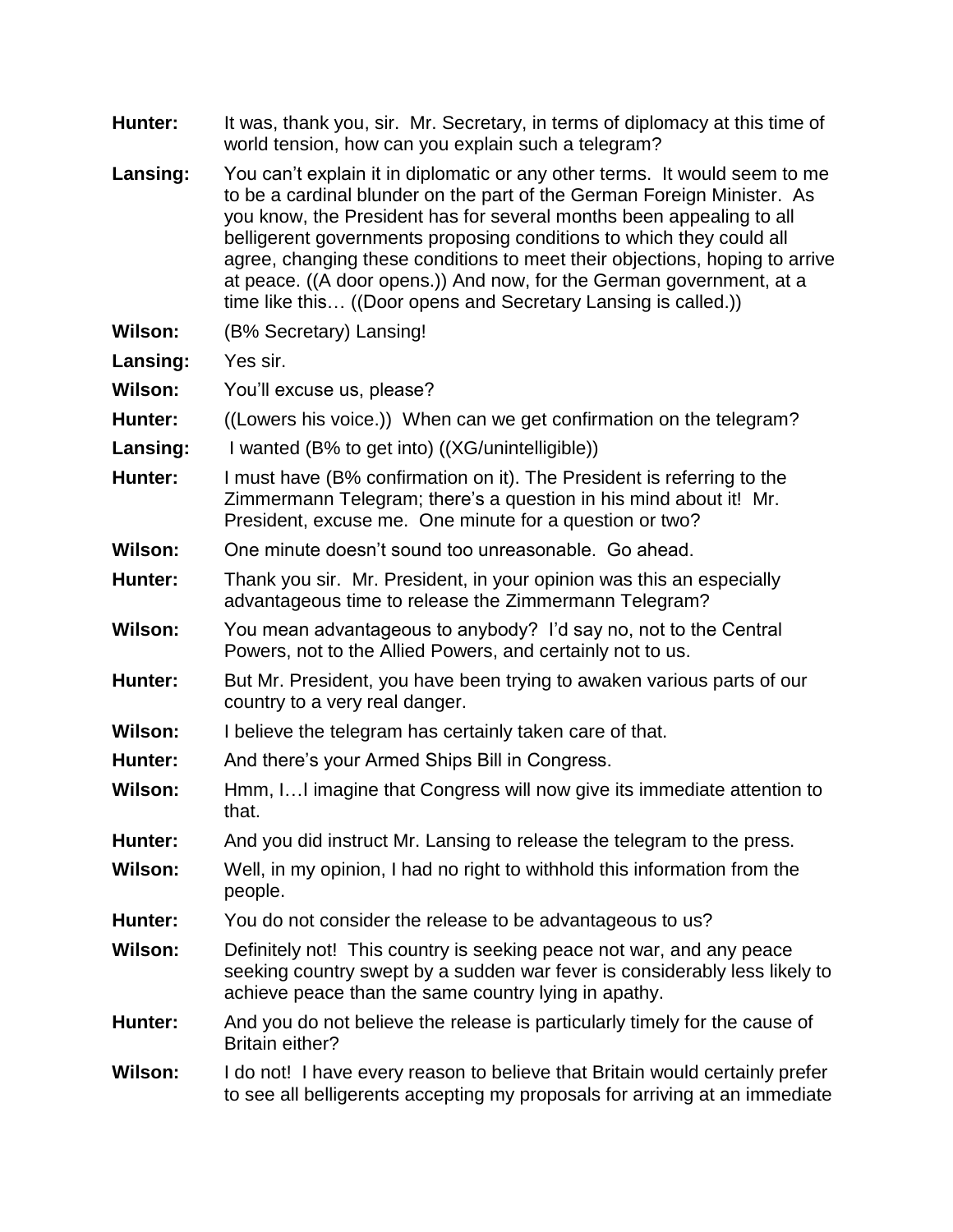**Hunter:** It was, thank you, sir. Mr. Secretary, in terms of diplomacy at this time of world tension, how can you explain such a telegram?

**Lansing:** You can't explain it in diplomatic or any other terms. It would seem to me to be a cardinal blunder on the part of the German Foreign Minister. As you know, the President has for several months been appealing to all belligerent governments proposing conditions to which they could all agree, changing these conditions to meet their objections, hoping to arrive at peace. ((A door opens.)) And now, for the German government, at a time like this… ((Door opens and Secretary Lansing is called.))

**Wilson:** (B% Secretary) Lansing!

**Lansing:** Yes sir.

**Wilson:** You'll excuse us, please?

**Hunter:** ((Lowers his voice.)) When can we get confirmation on the telegram?

**Lansing:** I wanted (B% to get into) ((XG/unintelligible))

**Hunter:** I must have (B% confirmation on it). The President is referring to the Zimmermann Telegram; there's a question in his mind about it! Mr. President, excuse me. One minute for a question or two?

**Wilson:** One minute doesn't sound too unreasonable. Go ahead.

**Hunter:** Thank you sir. Mr. President, in your opinion was this an especially advantageous time to release the Zimmermann Telegram?

**Wilson:** You mean advantageous to anybody? I'd say no, not to the Central Powers, not to the Allied Powers, and certainly not to us.

**Hunter:** But Mr. President, you have been trying to awaken various parts of our country to a very real danger.

**Wilson:** I believe the telegram has certainly taken care of that.

**Hunter:** And there's your Armed Ships Bill in Congress.

**Wilson:** Hmm, I…I imagine that Congress will now give its immediate attention to that.

**Hunter:** And you did instruct Mr. Lansing to release the telegram to the press.

**Wilson:** Well, in my opinion, I had no right to withhold this information from the people.

**Hunter:** You do not consider the release to be advantageous to us?

**Wilson:** Definitely not! This country is seeking peace not war, and any peace seeking country swept by a sudden war fever is considerably less likely to achieve peace than the same country lying in apathy.

**Hunter:** And you do not believe the release is particularly timely for the cause of Britain either?

**Wilson:** I do not! I have every reason to believe that Britain would certainly prefer to see all belligerents accepting my proposals for arriving at an immediate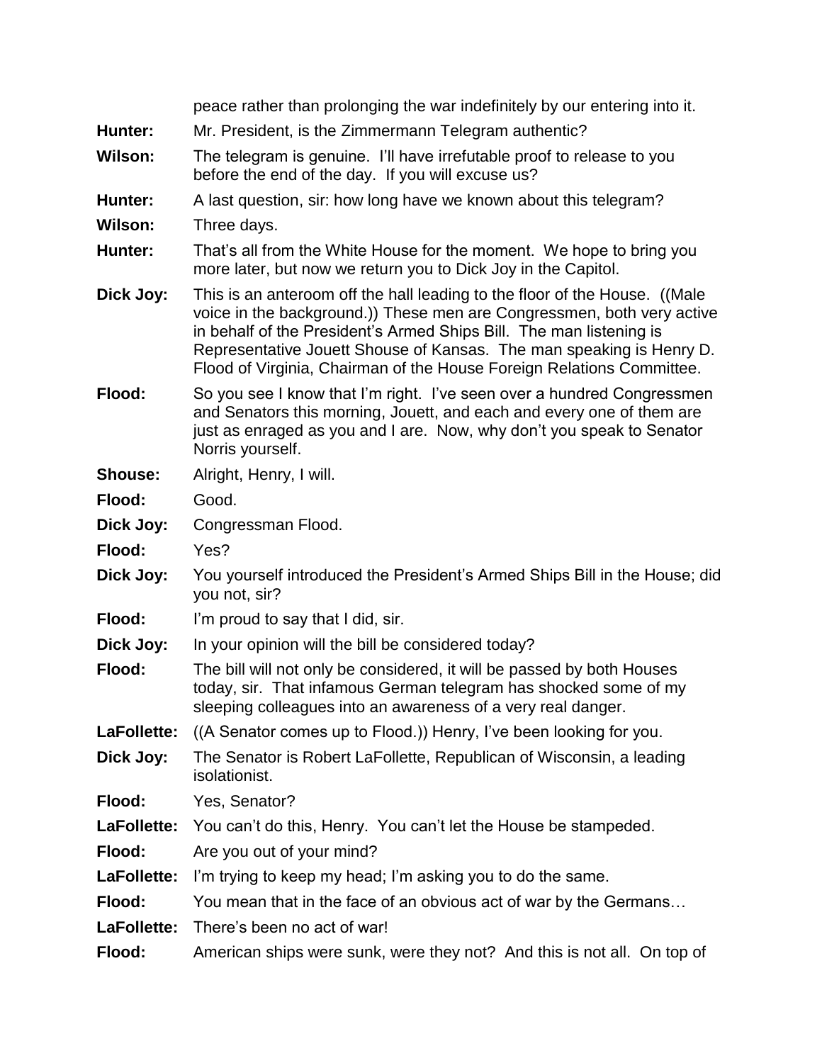peace rather than prolonging the war indefinitely by our entering into it.

**Hunter:** Mr. President, is the Zimmermann Telegram authentic?

**Wilson:** The telegram is genuine. I'll have irrefutable proof to release to you before the end of the day. If you will excuse us?

**Hunter:** A last question, sir: how long have we known about this telegram?

**Wilson:** Three days.

**Hunter:** That's all from the White House for the moment. We hope to bring you more later, but now we return you to Dick Joy in the Capitol.

**Dick Joy:** This is an anteroom off the hall leading to the floor of the House. ((Male voice in the background.)) These men are Congressmen, both very active in behalf of the President's Armed Ships Bill. The man listening is Representative Jouett Shouse of Kansas. The man speaking is Henry D. Flood of Virginia, Chairman of the House Foreign Relations Committee.

**Flood:** So you see I know that I'm right. I've seen over a hundred Congressmen and Senators this morning, Jouett, and each and every one of them are just as enraged as you and I are. Now, why don't you speak to Senator Norris yourself.

**Shouse:** Alright, Henry, I will.

**Flood:** Good.

**Dick Joy:** Congressman Flood.

**Flood:** Yes?

**Dick Joy:** You yourself introduced the President's Armed Ships Bill in the House; did you not, sir?

**Flood:** I'm proud to say that I did, sir.

**Dick Joy:** In your opinion will the bill be considered today?

**Flood:** The bill will not only be considered, it will be passed by both Houses today, sir. That infamous German telegram has shocked some of my sleeping colleagues into an awareness of a very real danger.

**LaFollette:** ((A Senator comes up to Flood.)) Henry, I've been looking for you.

**Dick Joy:** The Senator is Robert LaFollette, Republican of Wisconsin, a leading isolationist.

**Flood:** Yes, Senator?

**LaFollette:** You can't do this, Henry. You can't let the House be stampeded.

**Flood:** Are you out of your mind?

**LaFollette:** I'm trying to keep my head; I'm asking you to do the same.

**Flood:** You mean that in the face of an obvious act of war by the Germans…

**LaFollette:** There's been no act of war!

**Flood:** American ships were sunk, were they not? And this is not all. On top of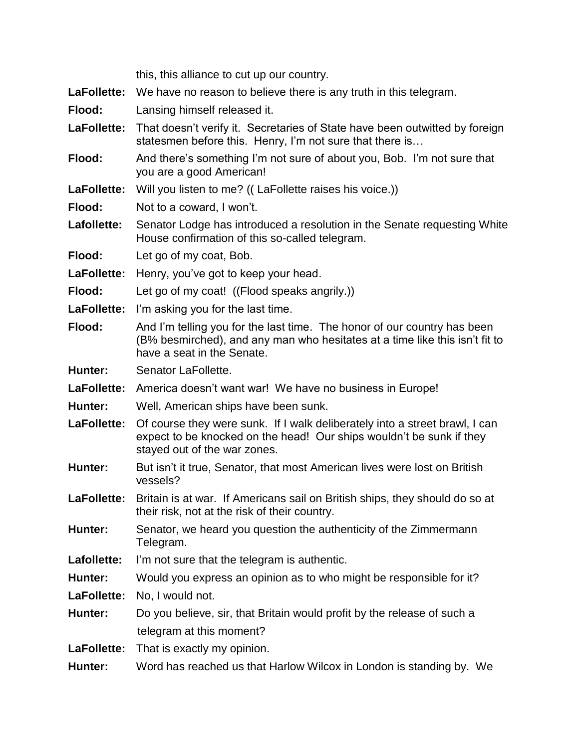this, this alliance to cut up our country.

**LaFollette:** We have no reason to believe there is any truth in this telegram.

**Flood:** Lansing himself released it.

**LaFollette:** That doesn't verify it. Secretaries of State have been outwitted by foreign statesmen before this. Henry, I'm not sure that there is…

**Flood:** And there's something I'm not sure of about you, Bob. I'm not sure that you are a good American!

**LaFollette:** Will you listen to me? (( LaFollette raises his voice.))

**Flood:** Not to a coward, I won't.

**Lafollette:** Senator Lodge has introduced a resolution in the Senate requesting White House confirmation of this so-called telegram.

**Flood:** Let go of my coat, Bob.

**LaFollette:** Henry, you've got to keep your head.

**Flood:** Let go of my coat! ((Flood speaks angrily.))

**LaFollette:** I'm asking you for the last time.

**Flood:** And I'm telling you for the last time. The honor of our country has been (B% besmirched), and any man who hesitates at a time like this isn't fit to have a seat in the Senate.

**Hunter:** Senator LaFollette.

**LaFollette:** America doesn't want war! We have no business in Europe!

**Hunter:** Well, American ships have been sunk.

**LaFollette:** Of course they were sunk. If I walk deliberately into a street brawl, I can expect to be knocked on the head! Our ships wouldn't be sunk if they stayed out of the war zones.

**Hunter:** But isn't it true, Senator, that most American lives were lost on British vessels?

**LaFollette:** Britain is at war. If Americans sail on British ships, they should do so at their risk, not at the risk of their country.

**Hunter:** Senator, we heard you question the authenticity of the Zimmermann Telegram.

**Lafollette:** I'm not sure that the telegram is authentic.

**Hunter:** Would you express an opinion as to who might be responsible for it?

**LaFollette:** No, I would not.

**Hunter:** Do you believe, sir, that Britain would profit by the release of such a telegram at this moment?

**LaFollette:** That is exactly my opinion.

**Hunter:** Word has reached us that Harlow Wilcox in London is standing by. We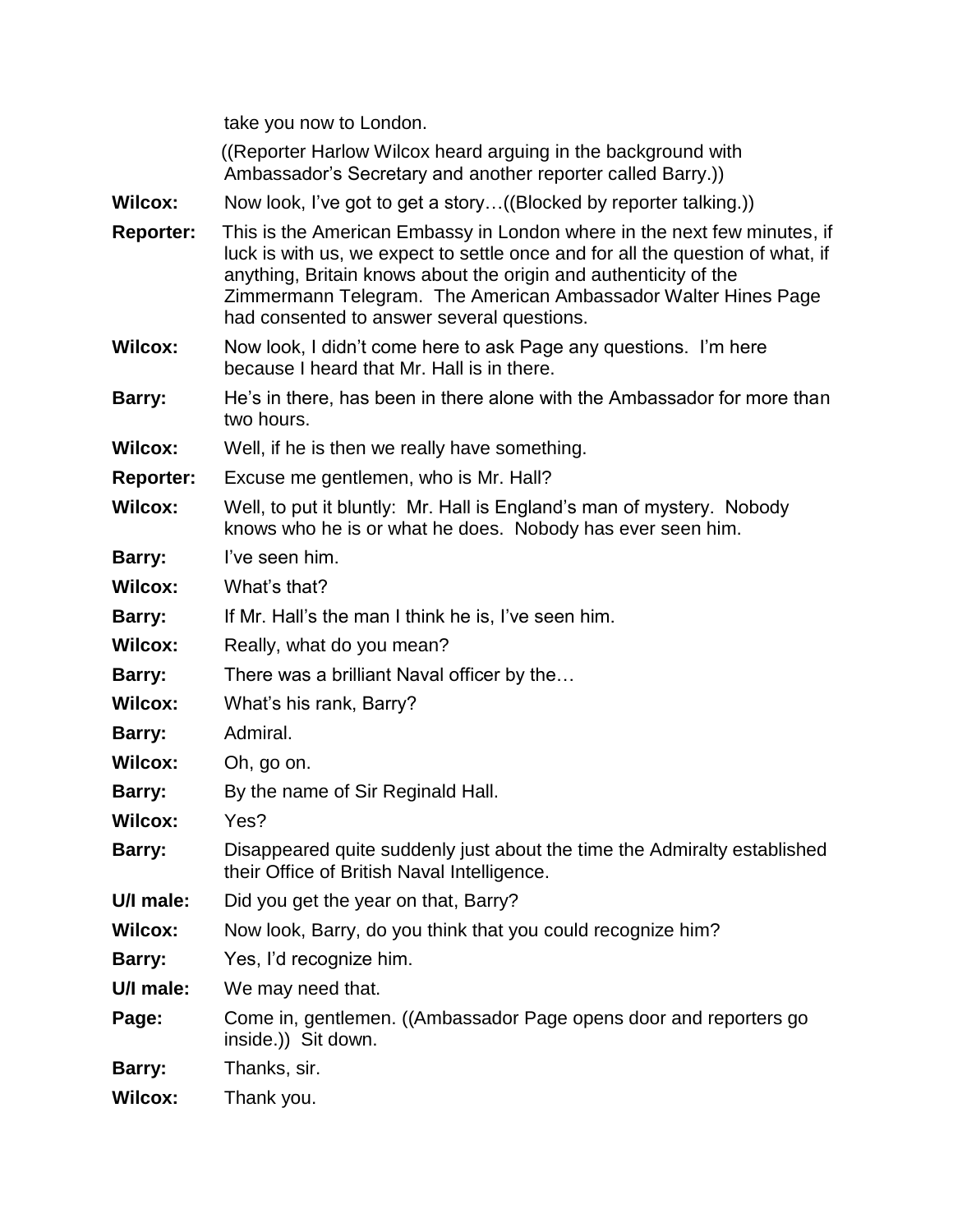take you now to London.

((Reporter Harlow Wilcox heard arguing in the background with Ambassador's Secretary and another reporter called Barry.))

**Wilcox:** Now look, I've got to get a story…((Blocked by reporter talking.))

**Reporter:** This is the American Embassy in London where in the next few minutes, if luck is with us, we expect to settle once and for all the question of what, if anything, Britain knows about the origin and authenticity of the Zimmermann Telegram. The American Ambassador Walter Hines Page had consented to answer several questions.

**Wilcox:** Now look, I didn't come here to ask Page any questions. I'm here because I heard that Mr. Hall is in there.

**Barry:** He's in there, has been in there alone with the Ambassador for more than two hours.

**Wilcox:** Well, if he is then we really have something.

**Reporter:** Excuse me gentlemen, who is Mr. Hall?

**Wilcox:** Well, to put it bluntly: Mr. Hall is England's man of mystery. Nobody knows who he is or what he does. Nobody has ever seen him.

**Barry:** I've seen him.

**Wilcox:** What's that?

**Barry:** If Mr. Hall's the man I think he is, I've seen him.

**Wilcox:** Really, what do you mean?

**Barry:** There was a brilliant Naval officer by the…

**Wilcox:** What's his rank, Barry?

**Barry:** Admiral.

**Wilcox:** Oh, go on.

**Barry:** By the name of Sir Reginald Hall.

**Wilcox:** Yes?

**Barry:** Disappeared quite suddenly just about the time the Admiralty established their Office of British Naval Intelligence.

**U/I male:** Did you get the year on that, Barry?

**Wilcox:** Now look, Barry, do you think that you could recognize him?

**Barry:** Yes, I'd recognize him.

**U/I male:** We may need that.

**Page:** Come in, gentlemen. ((Ambassador Page opens door and reporters go inside.)) Sit down.

**Barry:** Thanks, sir.

**Wilcox:** Thank you.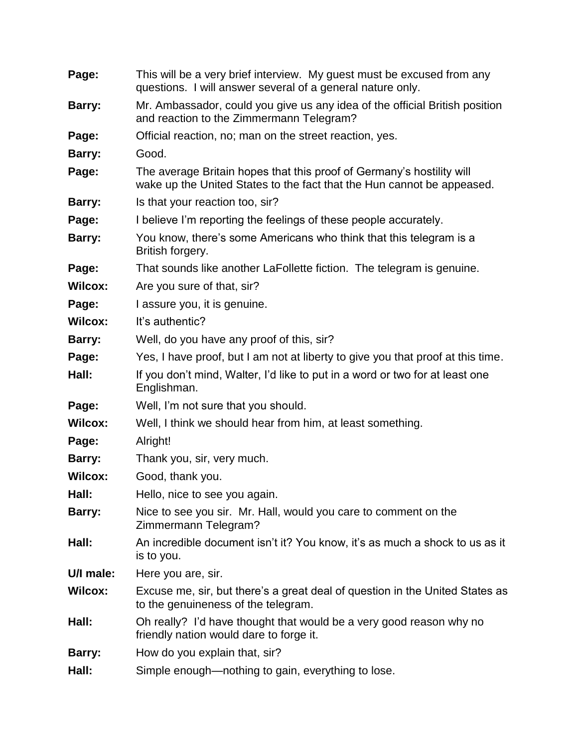**Page:** This will be a very brief interview. My guest must be excused from any questions. I will answer several of a general nature only.

**Barry:** Mr. Ambassador, could you give us any idea of the official British position and reaction to the Zimmermann Telegram?

**Page:** Official reaction, no; man on the street reaction, yes.

**Barry:** Good.

**Page:** The average Britain hopes that this proof of Germany's hostility will wake up the United States to the fact that the Hun cannot be appeased.

**Barry:** Is that your reaction too, sir?

**Page:** I believe I'm reporting the feelings of these people accurately.

**Barry:** You know, there's some Americans who think that this telegram is a British forgery.

**Page:** That sounds like another LaFollette fiction. The telegram is genuine.

**Wilcox:** Are you sure of that, sir?

**Page:** I assure you, it is genuine.

**Wilcox:** It's authentic?

**Barry:** Well, do you have any proof of this, sir?

**Page:** Yes, I have proof, but I am not at liberty to give you that proof at this time.

**Hall:** If you don't mind, Walter, I'd like to put in a word or two for at least one Englishman.

**Page:** Well, I'm not sure that you should.

**Wilcox:** Well, I think we should hear from him, at least something.

**Page:** Alright!

**Barry:** Thank you, sir, very much.

**Wilcox:** Good, thank you.

**Hall:** Hello, nice to see you again.

**Barry:** Nice to see you sir. Mr. Hall, would you care to comment on the Zimmermann Telegram?

**Hall:** An incredible document isn't it? You know, it's as much a shock to us as it is to you.

**U/I male:** Here you are, sir.

**Wilcox:** Excuse me, sir, but there's a great deal of question in the United States as to the genuineness of the telegram.

**Hall:** Oh really? I'd have thought that would be a very good reason why no friendly nation would dare to forge it.

**Barry:** How do you explain that, sir?

**Hall:** Simple enough—nothing to gain, everything to lose.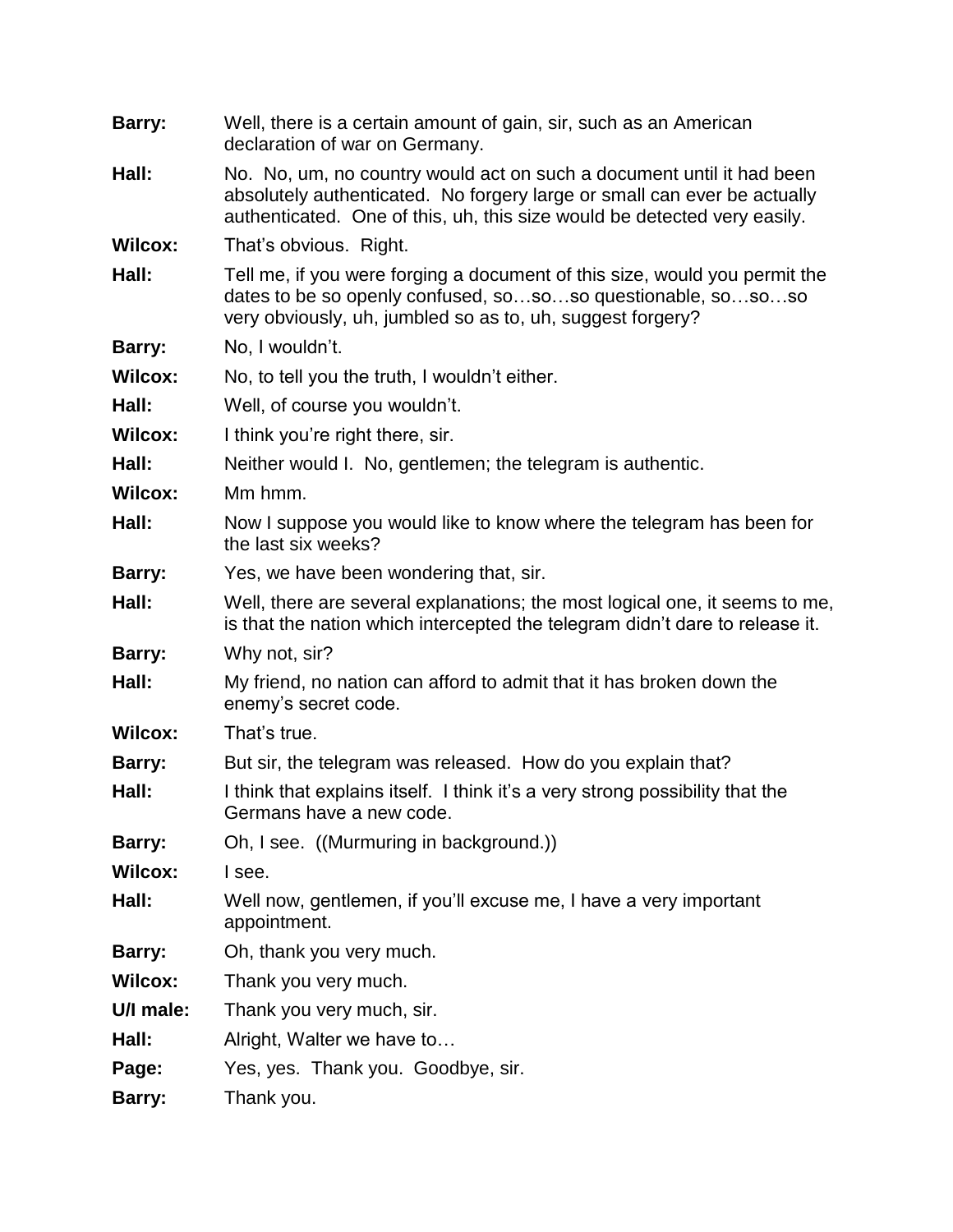**Barry:** Well, there is a certain amount of gain, sir, such as an American declaration of war on Germany.

**Hall:** No. No, um, no country would act on such a document until it had been absolutely authenticated. No forgery large or small can ever be actually authenticated. One of this, uh, this size would be detected very easily.

**Wilcox:** That's obvious. Right.

**Hall:** Tell me, if you were forging a document of this size, would you permit the dates to be so openly confused, so…so…so questionable, so…so…so very obviously, uh, jumbled so as to, uh, suggest forgery?

**Barry:** No, I wouldn't.

**Wilcox:** No, to tell you the truth, I wouldn't either.

**Hall:** Well, of course you wouldn't.

**Wilcox:** I think you're right there, sir.

**Hall:** Neither would I. No, gentlemen; the telegram is authentic.

**Wilcox:** Mm hmm.

**Hall:** Now I suppose you would like to know where the telegram has been for the last six weeks?

**Barry:** Yes, we have been wondering that, sir.

**Hall:** Well, there are several explanations; the most logical one, it seems to me, is that the nation which intercepted the telegram didn't dare to release it.

**Barry:** Why not, sir?

**Hall:** My friend, no nation can afford to admit that it has broken down the enemy's secret code.

**Wilcox:** That's true.

**Barry:** But sir, the telegram was released. How do you explain that?

**Hall:** I think that explains itself. I think it's a very strong possibility that the Germans have a new code.

**Barry:** Oh, I see. ((Murmuring in background.))

**Wilcox:** I see.

**Hall:** Well now, gentlemen, if you'll excuse me, I have a very important appointment.

**Barry:** Oh, thank you very much.

**Wilcox:** Thank you very much.

**U/I male:** Thank you very much, sir.

**Hall:** Alright, Walter we have to…

**Page:** Yes, yes. Thank you. Goodbye, sir.

**Barry:** Thank you.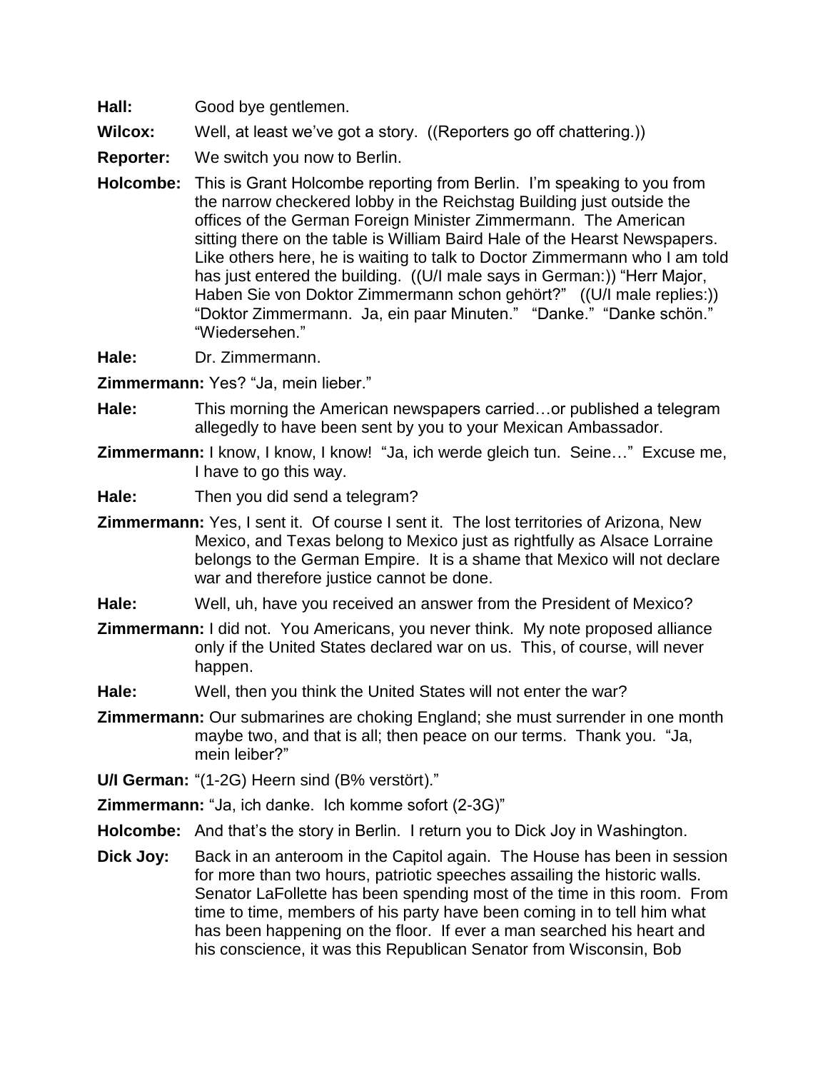**Hall:** Good bye gentlemen.

**Wilcox:** Well, at least we've got a story. ((Reporters go off chattering.))

**Reporter:** We switch you now to Berlin.

**Holcombe:** This is Grant Holcombe reporting from Berlin. I'm speaking to you from the narrow checkered lobby in the Reichstag Building just outside the offices of the German Foreign Minister Zimmermann. The American sitting there on the table is William Baird Hale of the Hearst Newspapers. Like others here, he is waiting to talk to Doctor Zimmermann who I am told has just entered the building. ((U/I male says in German:)) "Herr Major, Haben Sie von Doktor Zimmermann schon gehört?" ((U/I male replies:)) "Doktor Zimmermann. Ja, ein paar Minuten." "Danke." "Danke schön." "Wiedersehen."

**Hale:** Dr. Zimmermann.

**Zimmermann:** Yes? "Ja, mein lieber."

**Hale:** This morning the American newspapers carried…or published a telegram allegedly to have been sent by you to your Mexican Ambassador.

**Zimmermann:** I know, I know, I know! "Ja, ich werde gleich tun. Seine…" Excuse me, I have to go this way.

**Hale:** Then you did send a telegram?

**Zimmermann:** Yes, I sent it. Of course I sent it. The lost territories of Arizona, New Mexico, and Texas belong to Mexico just as rightfully as Alsace Lorraine belongs to the German Empire. It is a shame that Mexico will not declare war and therefore justice cannot be done.

**Hale:** Well, uh, have you received an answer from the President of Mexico?

**Zimmermann:** I did not. You Americans, you never think. My note proposed alliance only if the United States declared war on us. This, of course, will never happen.

**Hale:** Well, then you think the United States will not enter the war?

**Zimmermann:** Our submarines are choking England; she must surrender in one month maybe two, and that is all; then peace on our terms. Thank you. "Ja, mein leiber?"

**U/I German:** "(1-2G) Heern sind (B% verstört)."

**Zimmermann:** "Ja, ich danke. Ich komme sofort (2-3G)"

**Holcombe:** And that's the story in Berlin. I return you to Dick Joy in Washington.

**Dick Joy:** Back in an anteroom in the Capitol again. The House has been in session for more than two hours, patriotic speeches assailing the historic walls. Senator LaFollette has been spending most of the time in this room. From time to time, members of his party have been coming in to tell him what has been happening on the floor. If ever a man searched his heart and his conscience, it was this Republican Senator from Wisconsin, Bob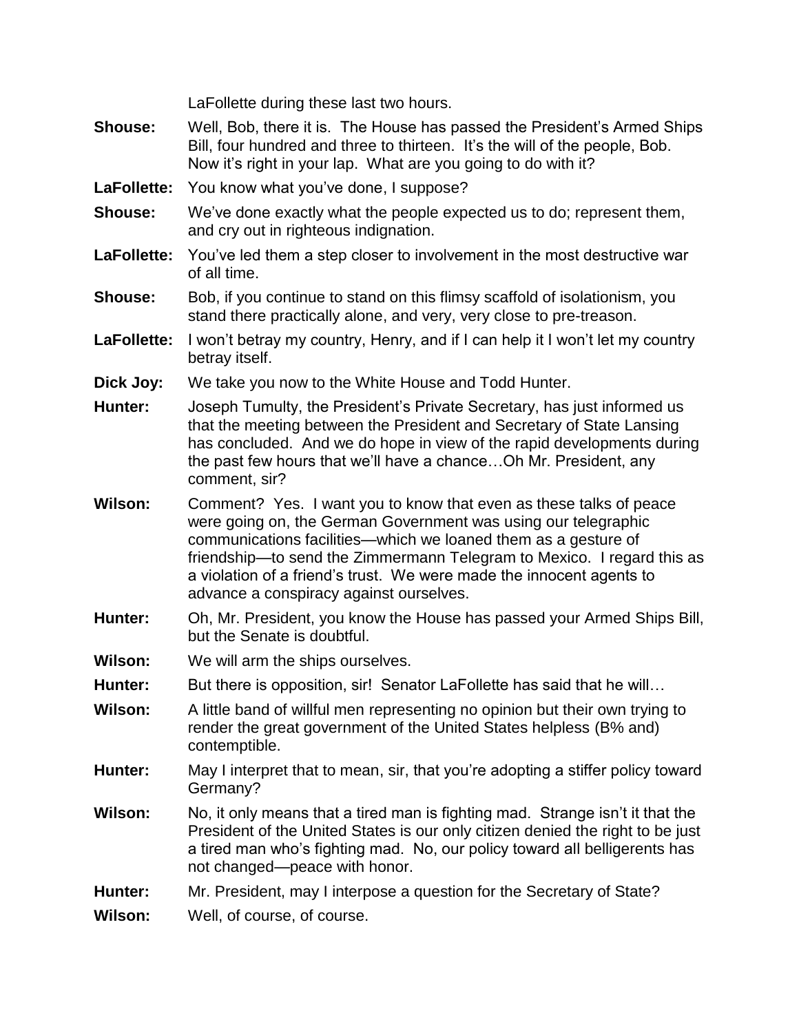LaFollette during these last two hours.

**Shouse:** Well, Bob, there it is. The House has passed the President's Armed Ships Bill, four hundred and three to thirteen. It's the will of the people, Bob. Now it's right in your lap. What are you going to do with it?

**LaFollette:** You know what you've done, I suppose?

**Shouse:** We've done exactly what the people expected us to do; represent them, and cry out in righteous indignation.

**LaFollette:** You've led them a step closer to involvement in the most destructive war of all time.

**Shouse:** Bob, if you continue to stand on this flimsy scaffold of isolationism, you stand there practically alone, and very, very close to pre-treason.

**LaFollette:** I won't betray my country, Henry, and if I can help it I won't let my country betray itself.

**Dick Joy:** We take you now to the White House and Todd Hunter.

**Hunter:** Joseph Tumulty, the President's Private Secretary, has just informed us that the meeting between the President and Secretary of State Lansing has concluded. And we do hope in view of the rapid developments during the past few hours that we'll have a chance…Oh Mr. President, any comment, sir?

**Wilson:** Comment? Yes. I want you to know that even as these talks of peace were going on, the German Government was using our telegraphic communications facilities—which we loaned them as a gesture of friendship—to send the Zimmermann Telegram to Mexico. I regard this as a violation of a friend's trust. We were made the innocent agents to advance a conspiracy against ourselves.

**Hunter:** Oh, Mr. President, you know the House has passed your Armed Ships Bill, but the Senate is doubtful.

**Wilson:** We will arm the ships ourselves.

**Hunter:** But there is opposition, sir! Senator LaFollette has said that he will…

**Wilson:** A little band of willful men representing no opinion but their own trying to render the great government of the United States helpless (B% and) contemptible.

**Hunter:** May I interpret that to mean, sir, that you're adopting a stiffer policy toward Germany?

**Wilson:** No, it only means that a tired man is fighting mad. Strange isn't it that the President of the United States is our only citizen denied the right to be just a tired man who's fighting mad. No, our policy toward all belligerents has not changed—peace with honor.

**Hunter:** Mr. President, may I interpose a question for the Secretary of State?

**Wilson:** Well, of course, of course.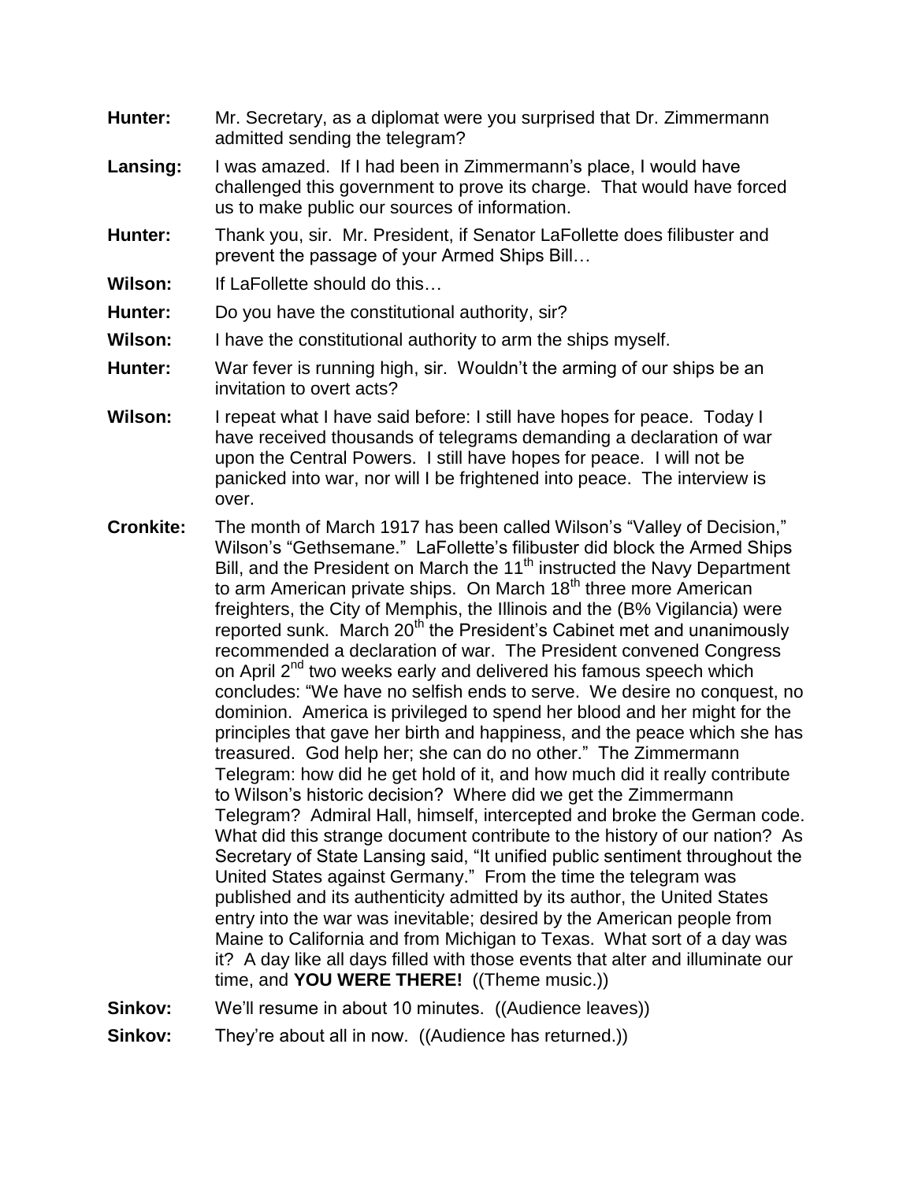**Hunter:** Mr. Secretary, as a diplomat were you surprised that Dr. Zimmermann admitted sending the telegram?

**Lansing:** I was amazed. If I had been in Zimmermann's place, I would have challenged this government to prove its charge. That would have forced us to make public our sources of information.

**Hunter:** Thank you, sir. Mr. President, if Senator LaFollette does filibuster and prevent the passage of your Armed Ships Bill…

**Wilson:** If LaFollette should do this…

**Hunter:** Do you have the constitutional authority, sir?

**Wilson:** I have the constitutional authority to arm the ships myself.

**Hunter:** War fever is running high, sir. Wouldn't the arming of our ships be an invitation to overt acts?

**Wilson:** I repeat what I have said before: I still have hopes for peace. Today I have received thousands of telegrams demanding a declaration of war upon the Central Powers. I still have hopes for peace. I will not be panicked into war, nor will I be frightened into peace. The interview is over.

**Cronkite:** The month of March 1917 has been called Wilson's "Valley of Decision," Wilson's "Gethsemane." LaFollette's filibuster did block the Armed Ships Bill, and the President on March the 11th instructed the Navy Department to arm American private ships. On March 18th three more American freighters, the City of Memphis, the Illinois and the (B% Vigilancia) were reported sunk. March 20th the President's Cabinet met and unanimously recommended a declaration of war. The President convened Congress on April 2nd two weeks early and delivered his famous speech which concludes: "We have no selfish ends to serve. We desire no conquest, no dominion. America is privileged to spend her blood and her might for the principles that gave her birth and happiness, and the peace which she has treasured. God help her; she can do no other." The Zimmermann Telegram: how did he get hold of it, and how much did it really contribute to Wilson's historic decision? Where did we get the Zimmermann Telegram? Admiral Hall, himself, intercepted and broke the German code. What did this strange document contribute to the history of our nation? As Secretary of State Lansing said, "It unified public sentiment throughout the United States against Germany." From the time the telegram was published and its authenticity admitted by its author, the United States entry into the war was inevitable; desired by the American people from Maine to California and from Michigan to Texas. What sort of a day was it? A day like all days filled with those events that alter and illuminate our time, and **YOU WERE THERE!** ((Theme music.))

**Sinkov:** We'll resume in about 10 minutes. ((Audience leaves))

**Sinkov:** They're about all in now. ((Audience has returned.))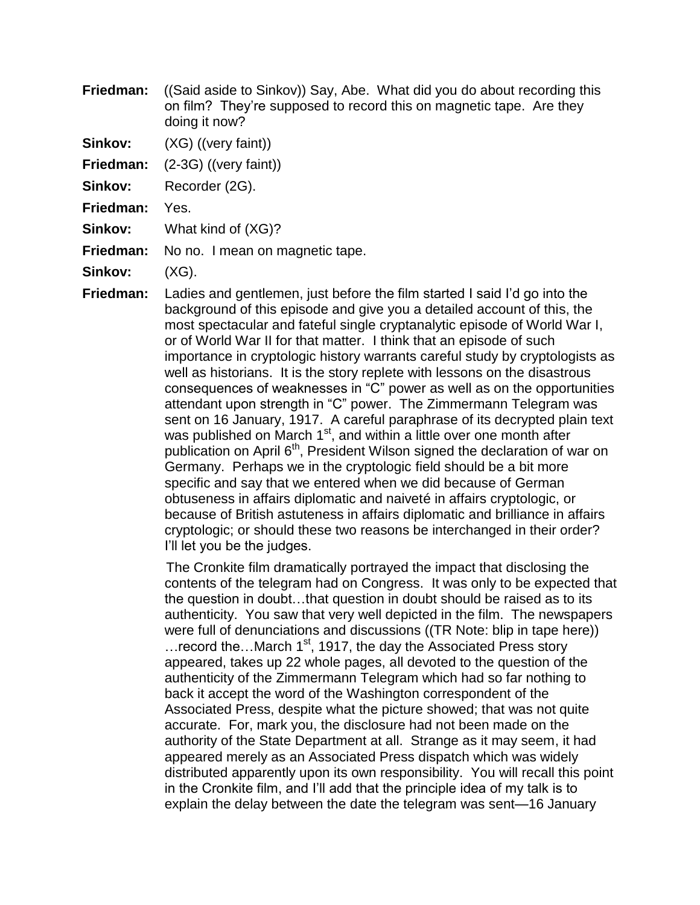**Friedman:** ((Said aside to Sinkov)) Say, Abe. What did you do about recording this on film? They're supposed to record this on magnetic tape. Are they doing it now?

**Sinkov:** (XG) ((very faint))

**Friedman:** (2-3G) ((very faint))

**Sinkov:** Recorder (2G).

**Friedman:** Yes.

**Sinkov:** What kind of (XG)?

**Friedman:** No no. I mean on magnetic tape.

**Sinkov:** (XG).

**Friedman:** Ladies and gentlemen, just before the film started I said I'd go into the background of this episode and give you a detailed account of this, the most spectacular and fateful single cryptanalytic episode of World War I, or of World War II for that matter. I think that an episode of such importance in cryptologic history warrants careful study by cryptologists as well as historians. It is the story replete with lessons on the disastrous consequences of weaknesses in "C" power as well as on the opportunities attendant upon strength in "C" power. The Zimmermann Telegram was sent on 16 January, 1917. A careful paraphrase of its decrypted plain text was published on March 1st, and within a little over one month after publication on April 6th, President Wilson signed the declaration of war on Germany. Perhaps we in the cryptologic field should be a bit more specific and say that we entered when we did because of German obtuseness in affairs diplomatic and naiveté in affairs cryptologic, or because of British astuteness in affairs diplomatic and brilliance in affairs cryptologic; or should these two reasons be interchanged in their order? I'll let you be the judges.

The Cronkite film dramatically portrayed the impact that disclosing the contents of the telegram had on Congress. It was only to be expected that the question in doubt…that question in doubt should be raised as to its authenticity. You saw that very well depicted in the film. The newspapers were full of denunciations and discussions ((TR Note: blip in tape here)) …record the…March 1st, 1917, the day the Associated Press story appeared, takes up 22 whole pages, all devoted to the question of the authenticity of the Zimmermann Telegram which had so far nothing to back it accept the word of the Washington correspondent of the Associated Press, despite what the picture showed; that was not quite accurate. For, mark you, the disclosure had not been made on the authority of the State Department at all. Strange as it may seem, it had appeared merely as an Associated Press dispatch which was widely distributed apparently upon its own responsibility. You will recall this point in the Cronkite film, and I'll add that the principle idea of my talk is to explain the delay between the date the telegram was sent—16 January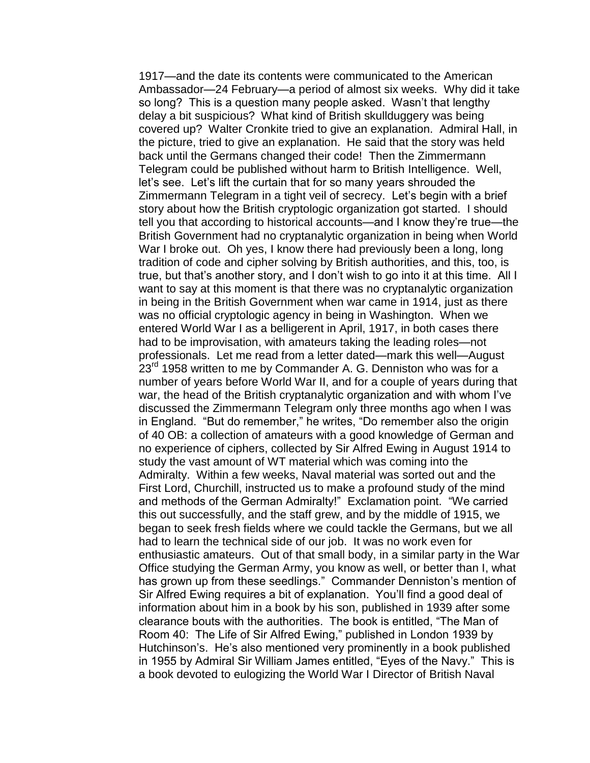1917—and the date its contents were communicated to the American Ambassador—24 February—a period of almost six weeks. Why did it take so long? This is a question many people asked. Wasn't that lengthy delay a bit suspicious? What kind of British skullduggery was being covered up? Walter Cronkite tried to give an explanation. Admiral Hall, in the picture, tried to give an explanation. He said that the story was held back until the Germans changed their code! Then the Zimmermann Telegram could be published without harm to British Intelligence. Well, let's see. Let's lift the curtain that for so many years shrouded the Zimmermann Telegram in a tight veil of secrecy. Let's begin with a brief story about how the British cryptologic organization got started. I should tell you that according to historical accounts—and I know they're true—the British Government had no cryptanalytic organization in being when World War I broke out. Oh yes, I know there had previously been a long, long tradition of code and cipher solving by British authorities, and this, too, is true, but that's another story, and I don't wish to go into it at this time. All I want to say at this moment is that there was no cryptanalytic organization in being in the British Government when war came in 1914, just as there was no official cryptologic agency in being in Washington. When we entered World War I as a belligerent in April, 1917, in both cases there had to be improvisation, with amateurs taking the leading roles—not professionals. Let me read from a letter dated—mark this well—August 23rd 1958 written to me by Commander A. G. Denniston who was for a number of years before World War II, and for a couple of years during that war, the head of the British cryptanalytic organization and with whom I've discussed the Zimmermann Telegram only three months ago when I was in England. "But do remember," he writes, "Do remember also the origin of 40 OB: a collection of amateurs with a good knowledge of German and no experience of ciphers, collected by Sir Alfred Ewing in August 1914 to study the vast amount of WT material which was coming into the Admiralty. Within a few weeks, Naval material was sorted out and the First Lord, Churchill, instructed us to make a profound study of the mind and methods of the German Admiralty!" Exclamation point. "We carried this out successfully, and the staff grew, and by the middle of 1915, we began to seek fresh fields where we could tackle the Germans, but we all had to learn the technical side of our job. It was no work even for enthusiastic amateurs. Out of that small body, in a similar party in the War Office studying the German Army, you know as well, or better than I, what has grown up from these seedlings." Commander Denniston's mention of Sir Alfred Ewing requires a bit of explanation. You'll find a good deal of information about him in a book by his son, published in 1939 after some clearance bouts with the authorities. The book is entitled, "The Man of Room 40: The Life of Sir Alfred Ewing," published in London 1939 by Hutchinson's. He's also mentioned very prominently in a book published in 1955 by Admiral Sir William James entitled, "Eyes of the Navy." This is a book devoted to eulogizing the World War I Director of British Naval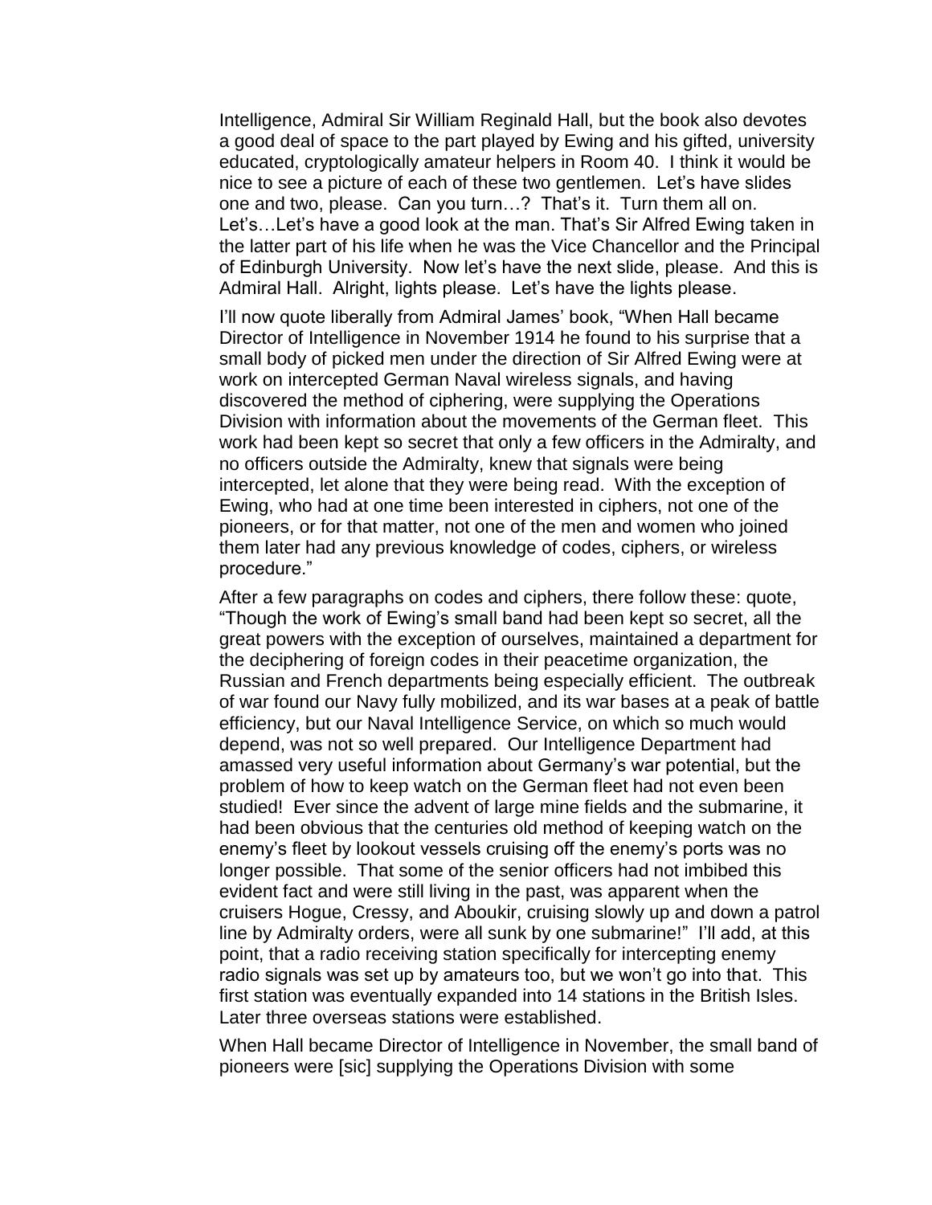Intelligence, Admiral Sir William Reginald Hall, but the book also devotes a good deal of space to the part played by Ewing and his gifted, university educated, cryptologically amateur helpers in Room 40. I think it would be nice to see a picture of each of these two gentlemen. Let's have slides one and two, please. Can you turn…? That's it. Turn them all on. Let's…Let's have a good look at the man. That's Sir Alfred Ewing taken in the latter part of his life when he was the Vice Chancellor and the Principal of Edinburgh University. Now let's have the next slide, please. And this is Admiral Hall. Alright, lights please. Let's have the lights please.

I'll now quote liberally from Admiral James' book, "When Hall became Director of Intelligence in November 1914 he found to his surprise that a small body of picked men under the direction of Sir Alfred Ewing were at work on intercepted German Naval wireless signals, and having discovered the method of ciphering, were supplying the Operations Division with information about the movements of the German fleet. This work had been kept so secret that only a few officers in the Admiralty, and no officers outside the Admiralty, knew that signals were being intercepted, let alone that they were being read. With the exception of Ewing, who had at one time been interested in ciphers, not one of the pioneers, or for that matter, not one of the men and women who joined them later had any previous knowledge of codes, ciphers, or wireless procedure."

After a few paragraphs on codes and ciphers, there follow these: quote, "Though the work of Ewing's small band had been kept so secret, all the great powers with the exception of ourselves, maintained a department for the deciphering of foreign codes in their peacetime organization, the Russian and French departments being especially efficient. The outbreak of war found our Navy fully mobilized, and its war bases at a peak of battle efficiency, but our Naval Intelligence Service, on which so much would depend, was not so well prepared. Our Intelligence Department had amassed very useful information about Germany's war potential, but the problem of how to keep watch on the German fleet had not even been studied! Ever since the advent of large mine fields and the submarine, it had been obvious that the centuries old method of keeping watch on the enemy's fleet by lookout vessels cruising off the enemy's ports was no longer possible. That some of the senior officers had not imbibed this evident fact and were still living in the past, was apparent when the cruisers Hogue, Cressy, and Aboukir, cruising slowly up and down a patrol line by Admiralty orders, were all sunk by one submarine!" I'll add, at this point, that a radio receiving station specifically for intercepting enemy radio signals was set up by amateurs too, but we won't go into that. This first station was eventually expanded into 14 stations in the British Isles. Later three overseas stations were established.

When Hall became Director of Intelligence in November, the small band of pioneers were [sic] supplying the Operations Division with some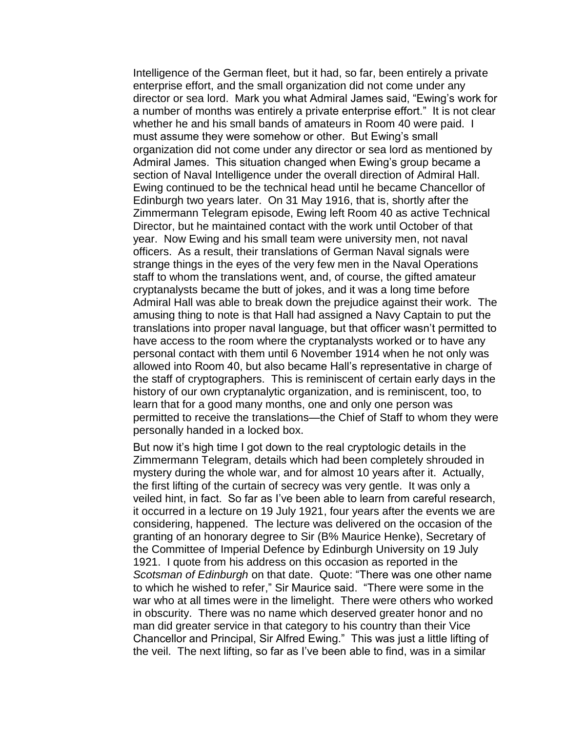Intelligence of the German fleet, but it had, so far, been entirely a private enterprise effort, and the small organization did not come under any director or sea lord. Mark you what Admiral James said, “Ewing’s work for a number of months was entirely a private enterprise effort.” It is not clear whether he and his small bands of amateurs in Room 40 were paid. I must assume they were somehow or other. But Ewing’s small organization did not come under any director or sea lord as mentioned by Admiral James. This situation changed when Ewing’s group became a section of Naval Intelligence under the overall direction of Admiral Hall. Ewing continued to be the technical head until he became Chancellor of Edinburgh two years later. On 31 May 1916, that is, shortly after the Zimmermann Telegram episode, Ewing left Room 40 as active Technical Director, but he maintained contact with the work until October of that year. Now Ewing and his small team were university men, not naval officers. As a result, their translations of German Naval signals were strange things in the eyes of the very few men in the Naval Operations staff to whom the translations went, and, of course, the gifted amateur cryptanalysts became the butt of jokes, and it was a long time before Admiral Hall was able to break down the prejudice against their work. The amusing thing to note is that Hall had assigned a Navy Captain to put the translations into proper naval language, but that officer wasn’t permitted to have access to the room where the cryptanalysts worked or to have any personal contact with them until 6 November 1914 when he not only was allowed into Room 40, but also became Hall’s representative in charge of the staff of cryptographers. This is reminiscent of certain early days in the history of our own cryptanalytic organization, and is reminiscent, too, to learn that for a good many months, one and only one person was permitted to receive the translations—the Chief of Staff to whom they were personally handed in a locked box.

But now it’s high time I got down to the real cryptologic details in the Zimmermann Telegram, details which had been completely shrouded in mystery during the whole war, and for almost 10 years after it. Actually, the first lifting of the curtain of secrecy was very gentle. It was only a veiled hint, in fact. So far as I’ve been able to learn from careful research, it occurred in a lecture on 19 July 1921, four years after the events we are considering, happened. The lecture was delivered on the occasion of the granting of an honorary degree to Sir (B% Maurice Henke), Secretary of the Committee of Imperial Defence by Edinburgh University on 19 July 1921. I quote from his address on this occasion as reported in the *Scotsman of Edinburgh* on that date. Quote: “There was one other name to which he wished to refer,” Sir Maurice said. “There were some in the war who at all times were in the limelight. There were others who worked in obscurity. There was no name which deserved greater honor and no man did greater service in that category to his country than their Vice Chancellor and Principal, Sir Alfred Ewing.” This was just a little lifting of the veil. The next lifting, so far as I’ve been able to find, was in a similar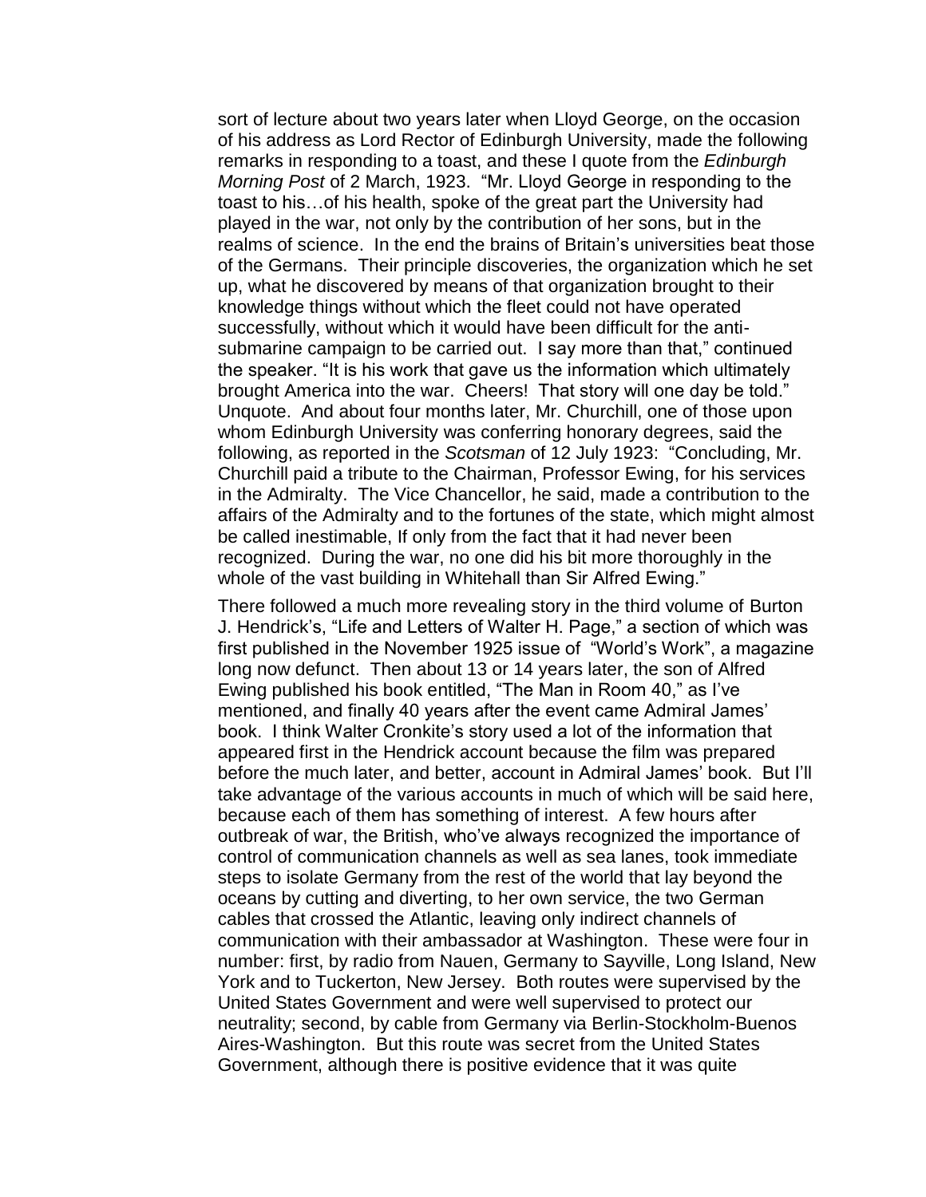sort of lecture about two years later when Lloyd George, on the occasion of his address as Lord Rector of Edinburgh University, made the following remarks in responding to a toast, and these I quote from the *Edinburgh Morning Post* of 2 March, 1923. "Mr. Lloyd George in responding to the toast to his…of his health, spoke of the great part the University had played in the war, not only by the contribution of her sons, but in the realms of science. In the end the brains of Britain's universities beat those of the Germans. Their principle discoveries, the organization which he set up, what he discovered by means of that organization brought to their knowledge things without which the fleet could not have operated successfully, without which it would have been difficult for the anti-submarine campaign to be carried out. I say more than that," continued the speaker. "It is his work that gave us the information which ultimately brought America into the war. Cheers! That story will one day be told." Unquote. And about four months later, Mr. Churchill, one of those upon whom Edinburgh University was conferring honorary degrees, said the following, as reported in the *Scotsman* of 12 July 1923: "Concluding, Mr. Churchill paid a tribute to the Chairman, Professor Ewing, for his services in the Admiralty. The Vice Chancellor, he said, made a contribution to the affairs of the Admiralty and to the fortunes of the state, which might almost be called inestimable, If only from the fact that it had never been recognized. During the war, no one did his bit more thoroughly in the whole of the vast building in Whitehall than Sir Alfred Ewing."

There followed a much more revealing story in the third volume of Burton J. Hendrick's, "Life and Letters of Walter H. Page," a section of which was first published in the November 1925 issue of "World's Work", a magazine long now defunct. Then about 13 or 14 years later, the son of Alfred Ewing published his book entitled, "The Man in Room 40," as I've mentioned, and finally 40 years after the event came Admiral James' book. I think Walter Cronkite's story used a lot of the information that appeared first in the Hendrick account because the film was prepared before the much later, and better, account in Admiral James' book. But I'll take advantage of the various accounts in much of which will be said here, because each of them has something of interest. A few hours after outbreak of war, the British, who've always recognized the importance of control of communication channels as well as sea lanes, took immediate steps to isolate Germany from the rest of the world that lay beyond the oceans by cutting and diverting, to her own service, the two German cables that crossed the Atlantic, leaving only indirect channels of communication with their ambassador at Washington. These were four in number: first, by radio from Nauen, Germany to Sayville, Long Island, New York and to Tuckerton, New Jersey. Both routes were supervised by the United States Government and were well supervised to protect our neutrality; second, by cable from Germany via Berlin-Stockholm-Buenos Aires-Washington. But this route was secret from the United States Government, although there is positive evidence that it was quite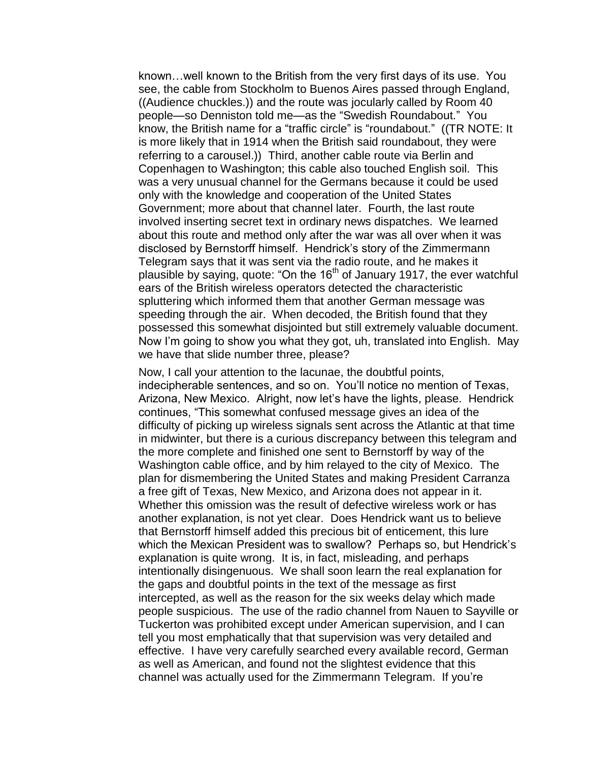known…well known to the British from the very first days of its use. You see, the cable from Stockholm to Buenos Aires passed through England, ((Audience chuckles.)) and the route was jocularly called by Room 40 people—so Denniston told me—as the "Swedish Roundabout." You know, the British name for a "traffic circle" is "roundabout." ((TR NOTE: It is more likely that in 1914 when the British said roundabout, they were referring to a carousel.)) Third, another cable route via Berlin and Copenhagen to Washington; this cable also touched English soil. This was a very unusual channel for the Germans because it could be used only with the knowledge and cooperation of the United States Government; more about that channel later. Fourth, the last route involved inserting secret text in ordinary news dispatches. We learned about this route and method only after the war was all over when it was disclosed by Bernstorff himself. Hendrick's story of the Zimmermann Telegram says that it was sent via the radio route, and he makes it plausible by saying, quote: "On the 16th of January 1917, the ever watchful ears of the British wireless operators detected the characteristic spluttering which informed them that another German message was speeding through the air. When decoded, the British found that they possessed this somewhat disjointed but still extremely valuable document. Now I'm going to show you what they got, uh, translated into English. May we have that slide number three, please?

Now, I call your attention to the lacunae, the doubtful points, indecipherable sentences, and so on. You'll notice no mention of Texas, Arizona, New Mexico. Alright, now let's have the lights, please. Hendrick continues, "This somewhat confused message gives an idea of the difficulty of picking up wireless signals sent across the Atlantic at that time in midwinter, but there is a curious discrepancy between this telegram and the more complete and finished one sent to Bernstorff by way of the Washington cable office, and by him relayed to the city of Mexico. The plan for dismembering the United States and making President Carranza a free gift of Texas, New Mexico, and Arizona does not appear in it. Whether this omission was the result of defective wireless work or has another explanation, is not yet clear. Does Hendrick want us to believe that Bernstorff himself added this precious bit of enticement, this lure which the Mexican President was to swallow? Perhaps so, but Hendrick's explanation is quite wrong. It is, in fact, misleading, and perhaps intentionally disingenuous. We shall soon learn the real explanation for the gaps and doubtful points in the text of the message as first intercepted, as well as the reason for the six weeks delay which made people suspicious. The use of the radio channel from Nauen to Sayville or Tuckerton was prohibited except under American supervision, and I can tell you most emphatically that that supervision was very detailed and effective. I have very carefully searched every available record, German as well as American, and found not the slightest evidence that this channel was actually used for the Zimmermann Telegram. If you're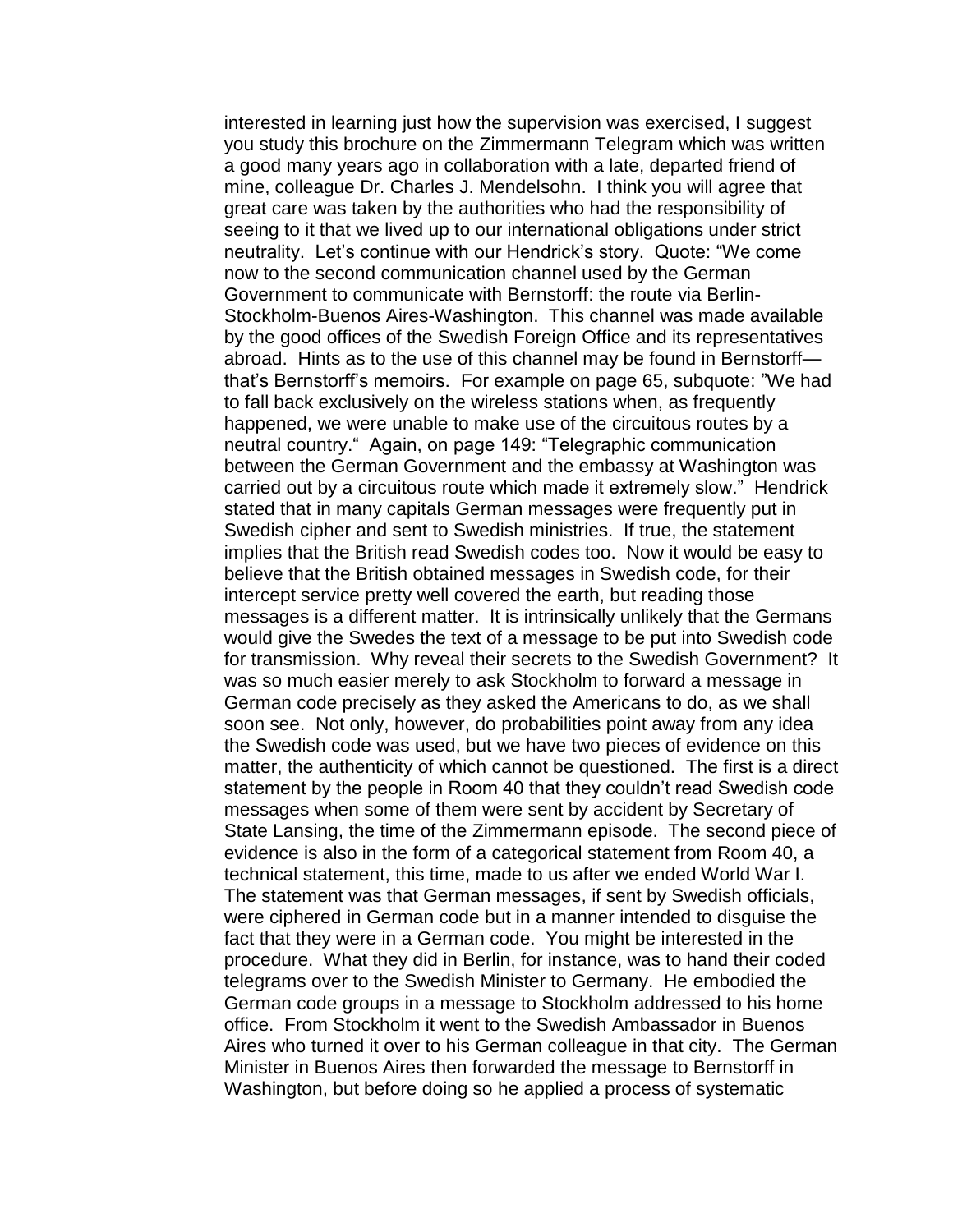interested in learning just how the supervision was exercised, I suggest you study this brochure on the Zimmermann Telegram which was written a good many years ago in collaboration with a late, departed friend of mine, colleague Dr. Charles J. Mendelsohn. I think you will agree that great care was taken by the authorities who had the responsibility of seeing to it that we lived up to our international obligations under strict neutrality. Let's continue with our Hendrick's story. Quote: "We come now to the second communication channel used by the German Government to communicate with Bernstorff: the route via Berlin-Stockholm-Buenos Aires-Washington. This channel was made available by the good offices of the Swedish Foreign Office and its representatives abroad. Hints as to the use of this channel may be found in Bernstorff—that's Bernstorff's memoirs. For example on page 65, subquote: "We had to fall back exclusively on the wireless stations when, as frequently happened, we were unable to make use of the circuitous routes by a neutral country." Again, on page 149: "Telegraphic communication between the German Government and the embassy at Washington was carried out by a circuitous route which made it extremely slow." Hendrick stated that in many capitals German messages were frequently put in Swedish cipher and sent to Swedish ministries. If true, the statement implies that the British read Swedish codes too. Now it would be easy to believe that the British obtained messages in Swedish code, for their intercept service pretty well covered the earth, but reading those messages is a different matter. It is intrinsically unlikely that the Germans would give the Swedes the text of a message to be put into Swedish code for transmission. Why reveal their secrets to the Swedish Government? It was so much easier merely to ask Stockholm to forward a message in German code precisely as they asked the Americans to do, as we shall soon see. Not only, however, do probabilities point away from any idea the Swedish code was used, but we have two pieces of evidence on this matter, the authenticity of which cannot be questioned. The first is a direct statement by the people in Room 40 that they couldn't read Swedish code messages when some of them were sent by accident by Secretary of State Lansing, the time of the Zimmermann episode. The second piece of evidence is also in the form of a categorical statement from Room 40, a technical statement, this time, made to us after we ended World War I. The statement was that German messages, if sent by Swedish officials, were ciphered in German code but in a manner intended to disguise the fact that they were in a German code. You might be interested in the procedure. What they did in Berlin, for instance, was to hand their coded telegrams over to the Swedish Minister to Germany. He embodied the German code groups in a message to Stockholm addressed to his home office. From Stockholm it went to the Swedish Ambassador in Buenos Aires who turned it over to his German colleague in that city. The German Minister in Buenos Aires then forwarded the message to Bernstorff in Washington, but before doing so he applied a process of systematic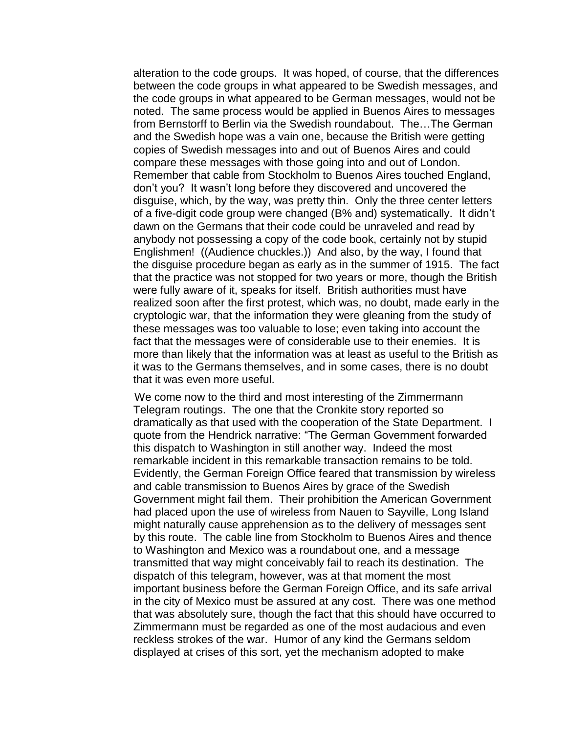alteration to the code groups. It was hoped, of course, that the differences between the code groups in what appeared to be Swedish messages, and the code groups in what appeared to be German messages, would not be noted. The same process would be applied in Buenos Aires to messages from Bernstorff to Berlin via the Swedish roundabout. The…The German and the Swedish hope was a vain one, because the British were getting copies of Swedish messages into and out of Buenos Aires and could compare these messages with those going into and out of London. Remember that cable from Stockholm to Buenos Aires touched England, don't you? It wasn't long before they discovered and uncovered the disguise, which, by the way, was pretty thin. Only the three center letters of a five-digit code group were changed (B% and) systematically. It didn't dawn on the Germans that their code could be unraveled and read by anybody not possessing a copy of the code book, certainly not by stupid Englishmen! ((Audience chuckles.)) And also, by the way, I found that the disguise procedure began as early as in the summer of 1915. The fact that the practice was not stopped for two years or more, though the British were fully aware of it, speaks for itself. British authorities must have realized soon after the first protest, which was, no doubt, made early in the cryptologic war, that the information they were gleaning from the study of these messages was too valuable to lose; even taking into account the fact that the messages were of considerable use to their enemies. It is more than likely that the information was at least as useful to the British as it was to the Germans themselves, and in some cases, there is no doubt that it was even more useful.

We come now to the third and most interesting of the Zimmermann Telegram routings. The one that the Cronkite story reported so dramatically as that used with the cooperation of the State Department. I quote from the Hendrick narrative: "The German Government forwarded this dispatch to Washington in still another way. Indeed the most remarkable incident in this remarkable transaction remains to be told. Evidently, the German Foreign Office feared that transmission by wireless and cable transmission to Buenos Aires by grace of the Swedish Government might fail them. Their prohibition the American Government had placed upon the use of wireless from Nauen to Sayville, Long Island might naturally cause apprehension as to the delivery of messages sent by this route. The cable line from Stockholm to Buenos Aires and thence to Washington and Mexico was a roundabout one, and a message transmitted that way might conceivably fail to reach its destination. The dispatch of this telegram, however, was at that moment the most important business before the German Foreign Office, and its safe arrival in the city of Mexico must be assured at any cost. There was one method that was absolutely sure, though the fact that this should have occurred to Zimmermann must be regarded as one of the most audacious and even reckless strokes of the war. Humor of any kind the Germans seldom displayed at crises of this sort, yet the mechanism adopted to make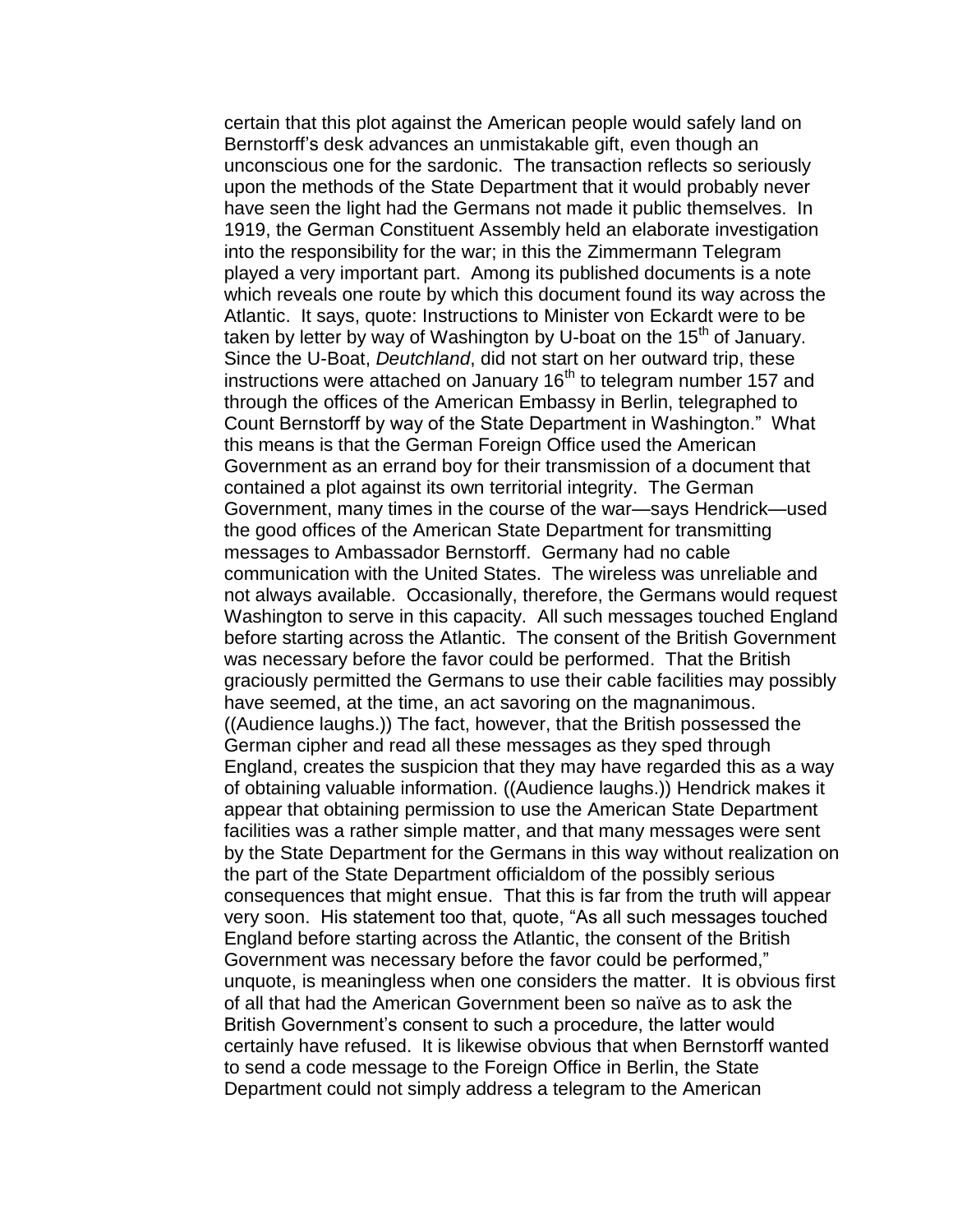certain that this plot against the American people would safely land on Bernstorff's desk advances an unmistakable gift, even though an unconscious one for the sardonic. The transaction reflects so seriously upon the methods of the State Department that it would probably never have seen the light had the Germans not made it public themselves. In 1919, the German Constituent Assembly held an elaborate investigation into the responsibility for the war; in this the Zimmermann Telegram played a very important part. Among its published documents is a note which reveals one route by which this document found its way across the Atlantic. It says, quote: Instructions to Minister von Eckardt were to be taken by letter by way of Washington by U-boat on the 15th of January. Since the U-Boat, *Deutchland*, did not start on her outward trip, these instructions were attached on January 16th to telegram number 157 and through the offices of the American Embassy in Berlin, telegraphed to Count Bernstorff by way of the State Department in Washington." What this means is that the German Foreign Office used the American Government as an errand boy for their transmission of a document that contained a plot against its own territorial integrity. The German Government, many times in the course of the war—says Hendrick—used the good offices of the American State Department for transmitting messages to Ambassador Bernstorff. Germany had no cable communication with the United States. The wireless was unreliable and not always available. Occasionally, therefore, the Germans would request Washington to serve in this capacity. All such messages touched England before starting across the Atlantic. The consent of the British Government was necessary before the favor could be performed. That the British graciously permitted the Germans to use their cable facilities may possibly have seemed, at the time, an act savoring on the magnanimous. ((Audience laughs.)) The fact, however, that the British possessed the German cipher and read all these messages as they sped through England, creates the suspicion that they may have regarded this as a way of obtaining valuable information. ((Audience laughs.)) Hendrick makes it appear that obtaining permission to use the American State Department facilities was a rather simple matter, and that many messages were sent by the State Department for the Germans in this way without realization on the part of the State Department officialdom of the possibly serious consequences that might ensue. That this is far from the truth will appear very soon. His statement too that, quote, "As all such messages touched England before starting across the Atlantic, the consent of the British Government was necessary before the favor could be performed," unquote, is meaningless when one considers the matter. It is obvious first of all that had the American Government been so naïve as to ask the British Government's consent to such a procedure, the latter would certainly have refused. It is likewise obvious that when Bernstorff wanted to send a code message to the Foreign Office in Berlin, the State Department could not simply address a telegram to the American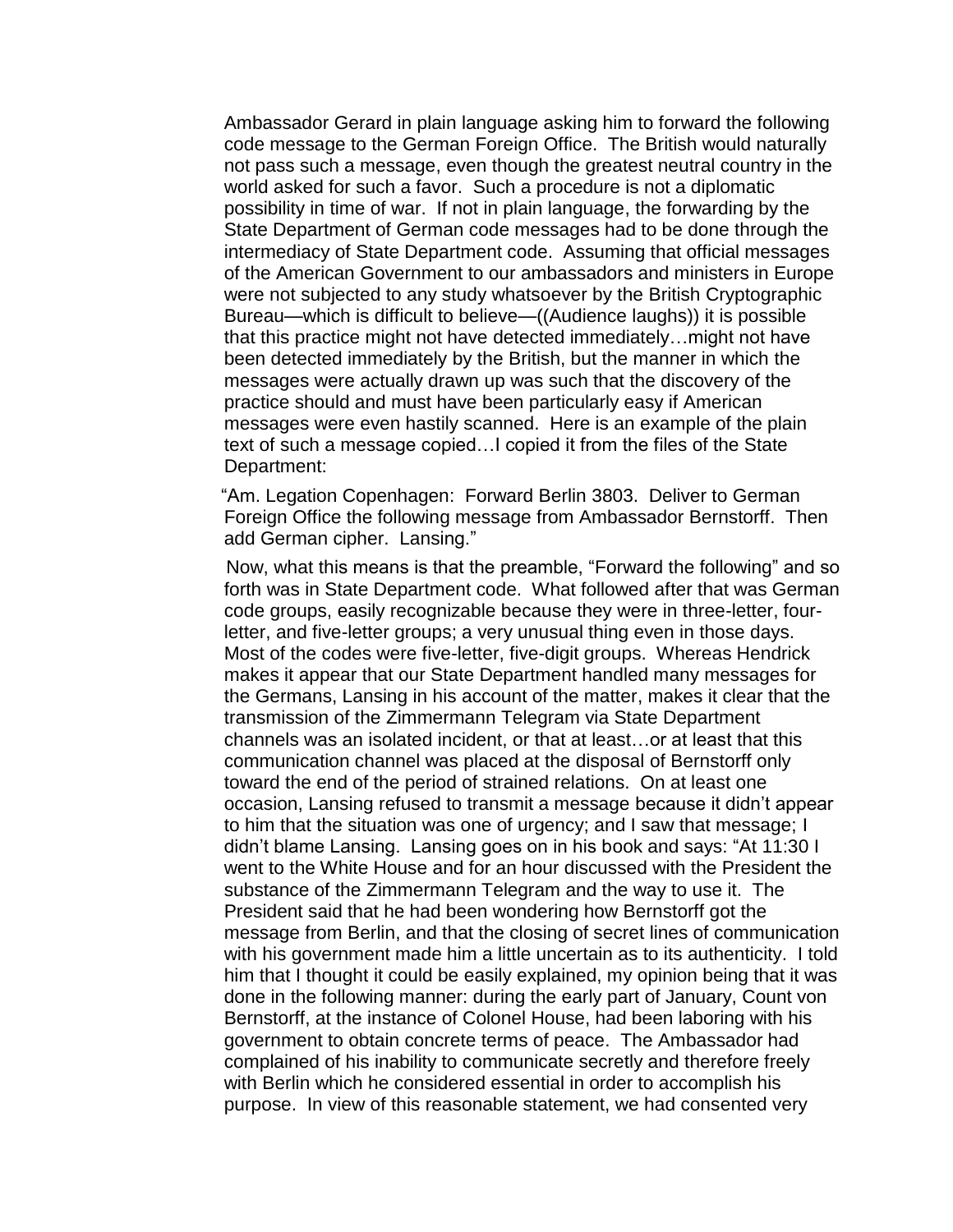Ambassador Gerard in plain language asking him to forward the following code message to the German Foreign Office. The British would naturally not pass such a message, even though the greatest neutral country in the world asked for such a favor. Such a procedure is not a diplomatic possibility in time of war. If not in plain language, the forwarding by the State Department of German code messages had to be done through the intermediacy of State Department code. Assuming that official messages of the American Government to our ambassadors and ministers in Europe were not subjected to any study whatsoever by the British Cryptographic Bureau—which is difficult to believe—((Audience laughs)) it is possible that this practice might not have detected immediately…might not have been detected immediately by the British, but the manner in which the messages were actually drawn up was such that the discovery of the practice should and must have been particularly easy if American messages were even hastily scanned. Here is an example of the plain text of such a message copied…I copied it from the files of the State Department:

"Am. Legation Copenhagen: Forward Berlin 3803. Deliver to German Foreign Office the following message from Ambassador Bernstorff. Then add German cipher. Lansing."

Now, what this means is that the preamble, "Forward the following" and so forth was in State Department code. What followed after that was German code groups, easily recognizable because they were in three-letter, four-letter, and five-letter groups; a very unusual thing even in those days. Most of the codes were five-letter, five-digit groups. Whereas Hendrick makes it appear that our State Department handled many messages for the Germans, Lansing in his account of the matter, makes it clear that the transmission of the Zimmermann Telegram via State Department channels was an isolated incident, or that at least…or at least that this communication channel was placed at the disposal of Bernstorff only toward the end of the period of strained relations. On at least one occasion, Lansing refused to transmit a message because it didn't appear to him that the situation was one of urgency; and I saw that message; I didn't blame Lansing. Lansing goes on in his book and says: "At 11:30 I went to the White House and for an hour discussed with the President the substance of the Zimmermann Telegram and the way to use it. The President said that he had been wondering how Bernstorff got the message from Berlin, and that the closing of secret lines of communication with his government made him a little uncertain as to its authenticity. I told him that I thought it could be easily explained, my opinion being that it was done in the following manner: during the early part of January, Count von Bernstorff, at the instance of Colonel House, had been laboring with his government to obtain concrete terms of peace. The Ambassador had complained of his inability to communicate secretly and therefore freely with Berlin which he considered essential in order to accomplish his purpose. In view of this reasonable statement, we had consented very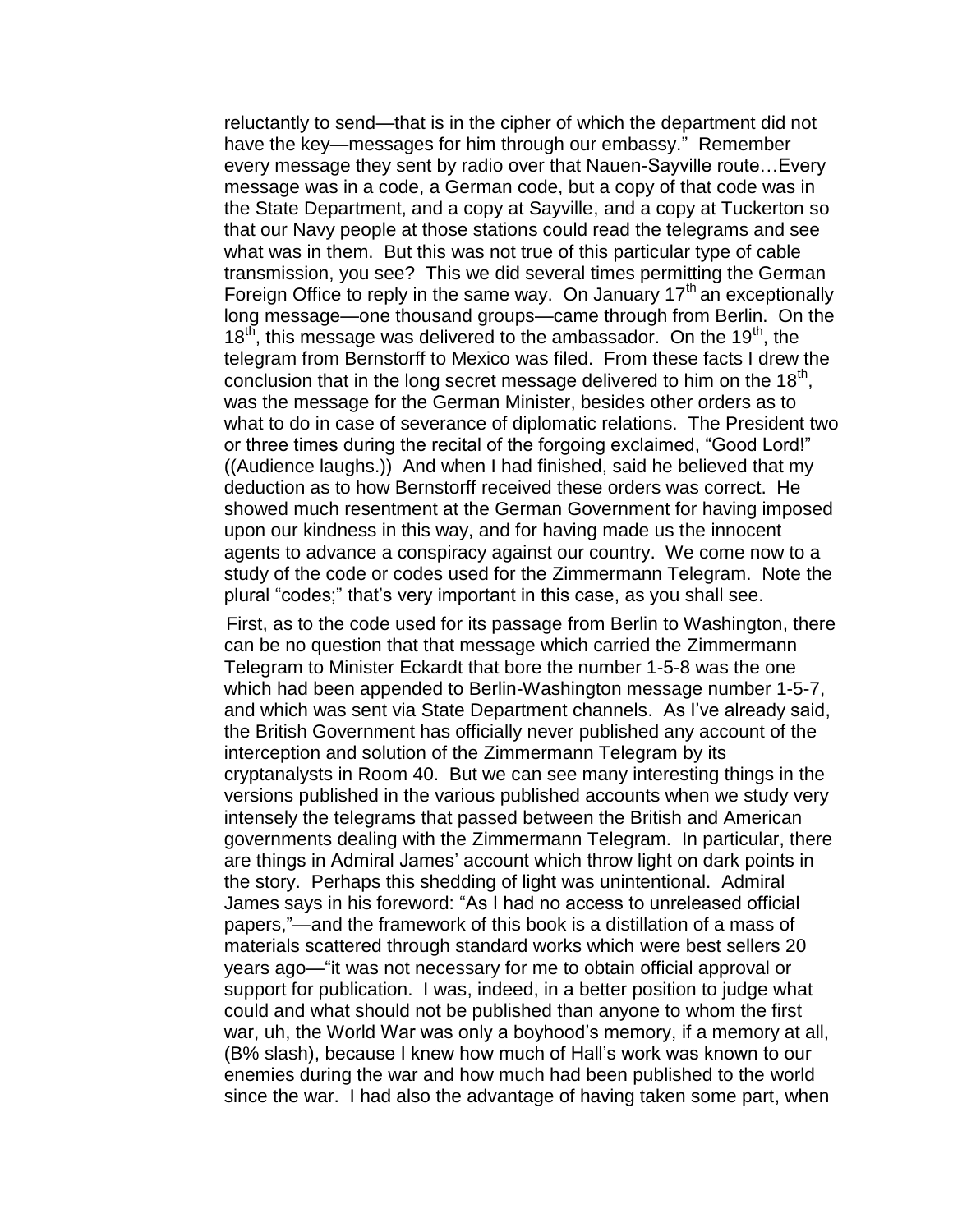reluctantly to send—that is in the cipher of which the department did not have the key—messages for him through our embassy." Remember every message they sent by radio over that Nauen-Sayville route…Every message was in a code, a German code, but a copy of that code was in the State Department, and a copy at Sayville, and a copy at Tuckerton so that our Navy people at those stations could read the telegrams and see what was in them. But this was not true of this particular type of cable transmission, you see? This we did several times permitting the German Foreign Office to reply in the same way. On January 17th an exceptionally long message—one thousand groups—came through from Berlin. On the 18th, this message was delivered to the ambassador. On the 19th, the telegram from Bernstorff to Mexico was filed. From these facts I drew the conclusion that in the long secret message delivered to him on the 18th, was the message for the German Minister, besides other orders as to what to do in case of severance of diplomatic relations. The President two or three times during the recital of the forgoing exclaimed, "Good Lord!" ((Audience laughs.)) And when I had finished, said he believed that my deduction as to how Bernstorff received these orders was correct. He showed much resentment at the German Government for having imposed upon our kindness in this way, and for having made us the innocent agents to advance a conspiracy against our country. We come now to a study of the code or codes used for the Zimmermann Telegram. Note the plural "codes;" that's very important in this case, as you shall see.

First, as to the code used for its passage from Berlin to Washington, there can be no question that that message which carried the Zimmermann Telegram to Minister Eckardt that bore the number 1-5-8 was the one which had been appended to Berlin-Washington message number 1-5-7, and which was sent via State Department channels. As I've already said, the British Government has officially never published any account of the interception and solution of the Zimmermann Telegram by its cryptanalysts in Room 40. But we can see many interesting things in the versions published in the various published accounts when we study very intensely the telegrams that passed between the British and American governments dealing with the Zimmermann Telegram. In particular, there are things in Admiral James' account which throw light on dark points in the story. Perhaps this shedding of light was unintentional. Admiral James says in his foreword: "As I had no access to unreleased official papers,"—and the framework of this book is a distillation of a mass of materials scattered through standard works which were best sellers 20 years ago—"it was not necessary for me to obtain official approval or support for publication. I was, indeed, in a better position to judge what could and what should not be published than anyone to whom the first war, uh, the World War was only a boyhood's memory, if a memory at all, (B% slash), because I knew how much of Hall's work was known to our enemies during the war and how much had been published to the world since the war. I had also the advantage of having taken some part, when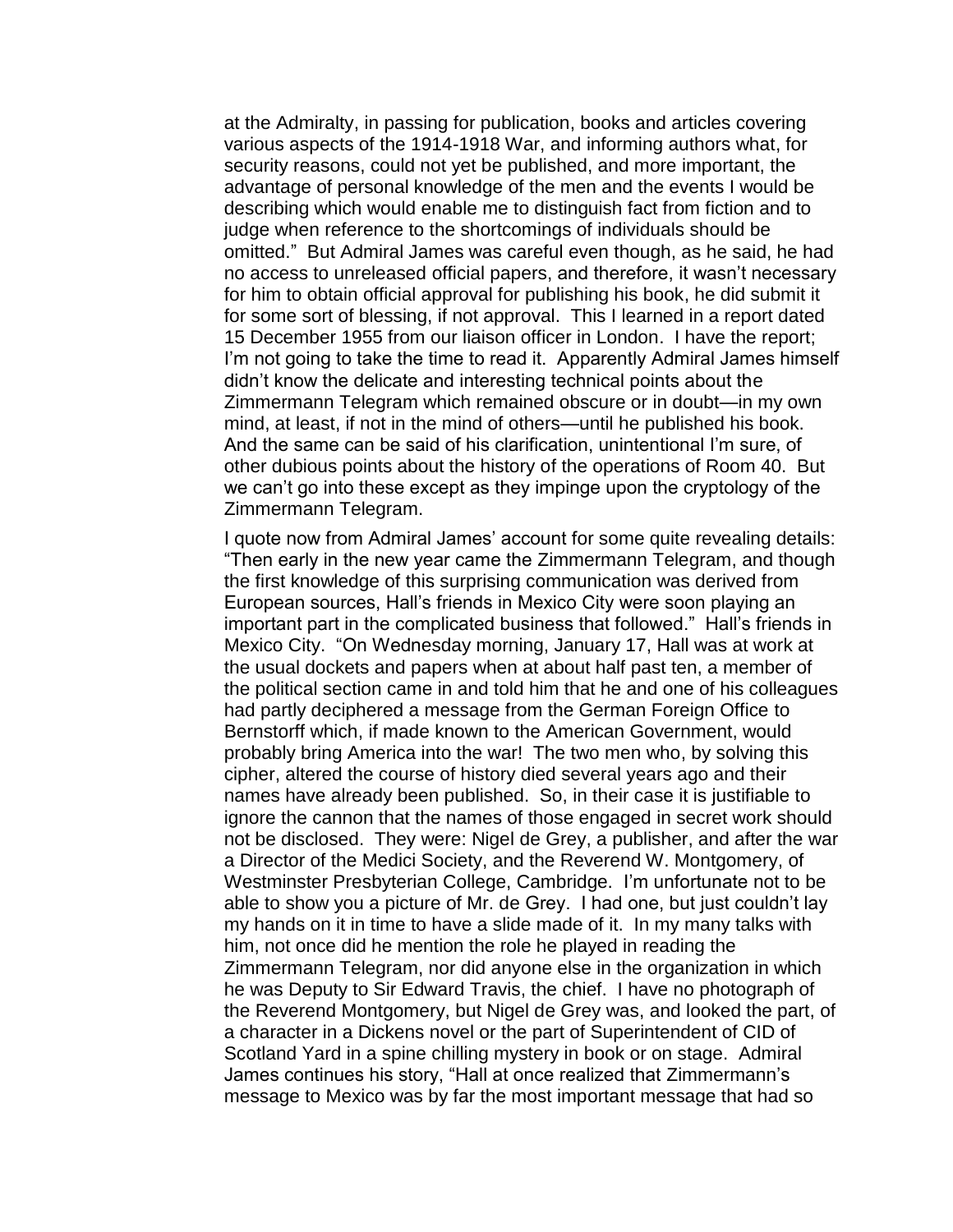at the Admiralty, in passing for publication, books and articles covering various aspects of the 1914-1918 War, and informing authors what, for security reasons, could not yet be published, and more important, the advantage of personal knowledge of the men and the events I would be describing which would enable me to distinguish fact from fiction and to judge when reference to the shortcomings of individuals should be omitted." But Admiral James was careful even though, as he said, he had no access to unreleased official papers, and therefore, it wasn't necessary for him to obtain official approval for publishing his book, he did submit it for some sort of blessing, if not approval. This I learned in a report dated 15 December 1955 from our liaison officer in London. I have the report; I'm not going to take the time to read it. Apparently Admiral James himself didn't know the delicate and interesting technical points about the Zimmermann Telegram which remained obscure or in doubt—in my own mind, at least, if not in the mind of others—until he published his book. And the same can be said of his clarification, unintentional I'm sure, of other dubious points about the history of the operations of Room 40. But we can't go into these except as they impinge upon the cryptology of the Zimmermann Telegram.

I quote now from Admiral James' account for some quite revealing details: "Then early in the new year came the Zimmermann Telegram, and though the first knowledge of this surprising communication was derived from European sources, Hall's friends in Mexico City were soon playing an important part in the complicated business that followed." Hall's friends in Mexico City. "On Wednesday morning, January 17, Hall was at work at the usual dockets and papers when at about half past ten, a member of the political section came in and told him that he and one of his colleagues had partly deciphered a message from the German Foreign Office to Bernstorff which, if made known to the American Government, would probably bring America into the war! The two men who, by solving this cipher, altered the course of history died several years ago and their names have already been published. So, in their case it is justifiable to ignore the cannon that the names of those engaged in secret work should not be disclosed. They were: Nigel de Grey, a publisher, and after the war a Director of the Medici Society, and the Reverend W. Montgomery, of Westminster Presbyterian College, Cambridge. I'm unfortunate not to be able to show you a picture of Mr. de Grey. I had one, but just couldn't lay my hands on it in time to have a slide made of it. In my many talks with him, not once did he mention the role he played in reading the Zimmermann Telegram, nor did anyone else in the organization in which he was Deputy to Sir Edward Travis, the chief. I have no photograph of the Reverend Montgomery, but Nigel de Grey was, and looked the part, of a character in a Dickens novel or the part of Superintendent of CID of Scotland Yard in a spine chilling mystery in book or on stage. Admiral James continues his story, "Hall at once realized that Zimmermann's message to Mexico was by far the most important message that had so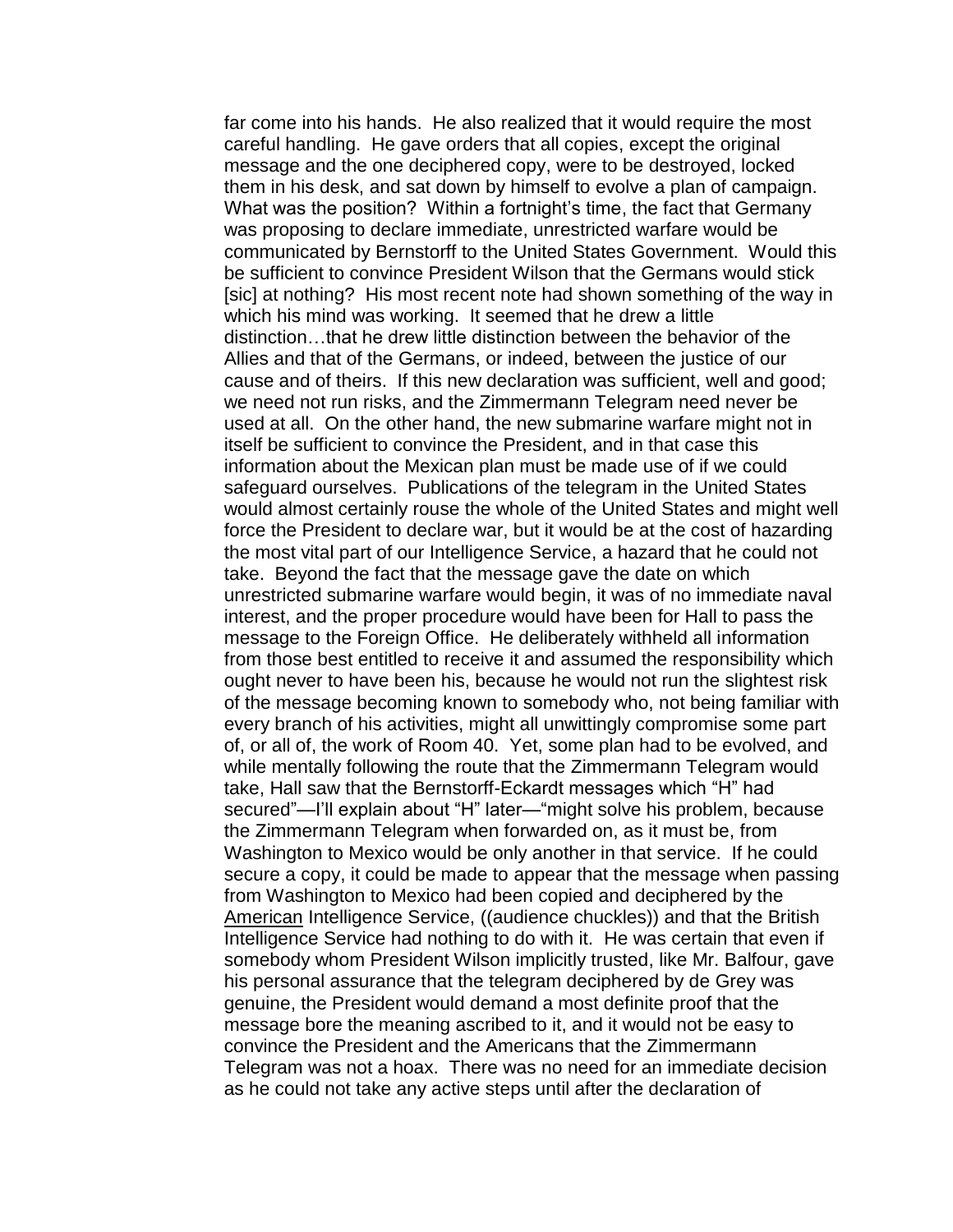far come into his hands. He also realized that it would require the most careful handling. He gave orders that all copies, except the original message and the one deciphered copy, were to be destroyed, locked them in his desk, and sat down by himself to evolve a plan of campaign. What was the position? Within a fortnight's time, the fact that Germany was proposing to declare immediate, unrestricted warfare would be communicated by Bernstorff to the United States Government. Would this be sufficient to convince President Wilson that the Germans would stick [sic] at nothing? His most recent note had shown something of the way in which his mind was working. It seemed that he drew a little distinction…that he drew little distinction between the behavior of the Allies and that of the Germans, or indeed, between the justice of our cause and of theirs. If this new declaration was sufficient, well and good; we need not run risks, and the Zimmermann Telegram need never be used at all. On the other hand, the new submarine warfare might not in itself be sufficient to convince the President, and in that case this information about the Mexican plan must be made use of if we could safeguard ourselves. Publications of the telegram in the United States would almost certainly rouse the whole of the United States and might well force the President to declare war, but it would be at the cost of hazarding the most vital part of our Intelligence Service, a hazard that he could not take. Beyond the fact that the message gave the date on which unrestricted submarine warfare would begin, it was of no immediate naval interest, and the proper procedure would have been for Hall to pass the message to the Foreign Office. He deliberately withheld all information from those best entitled to receive it and assumed the responsibility which ought never to have been his, because he would not run the slightest risk of the message becoming known to somebody who, not being familiar with every branch of his activities, might all unwittingly compromise some part of, or all of, the work of Room 40. Yet, some plan had to be evolved, and while mentally following the route that the Zimmermann Telegram would take, Hall saw that the Bernstorff-Eckardt messages which "H" had secured"—I'll explain about "H" later—"might solve his problem, because the Zimmermann Telegram when forwarded on, as it must be, from Washington to Mexico would be only another in that service. If he could secure a copy, it could be made to appear that the message when passing from Washington to Mexico had been copied and deciphered by the <u>American</u> Intelligence Service, ((audience chuckles)) and that the British Intelligence Service had nothing to do with it. He was certain that even if somebody whom President Wilson implicitly trusted, like Mr. Balfour, gave his personal assurance that the telegram deciphered by de Grey was genuine, the President would demand a most definite proof that the message bore the meaning ascribed to it, and it would not be easy to convince the President and the Americans that the Zimmermann Telegram was not a hoax. There was no need for an immediate decision as he could not take any active steps until after the declaration of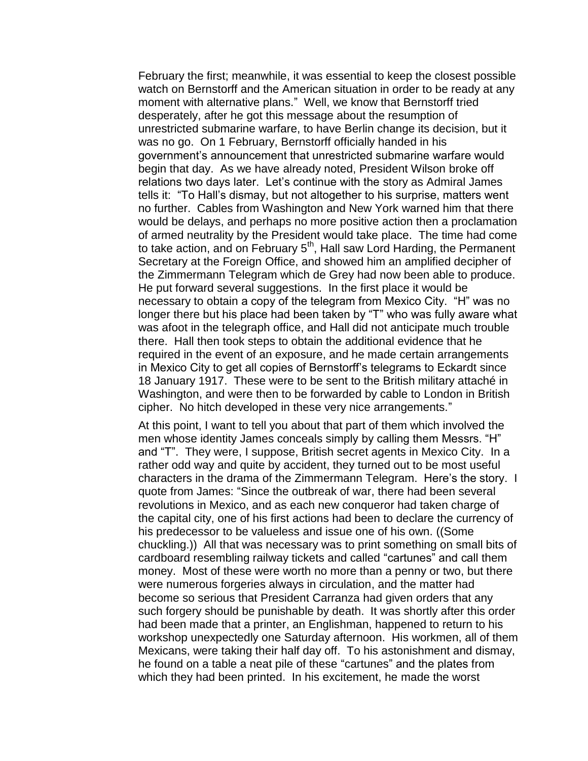February the first; meanwhile, it was essential to keep the closest possible watch on Bernstorff and the American situation in order to be ready at any moment with alternative plans." Well, we know that Bernstorff tried desperately, after he got this message about the resumption of unrestricted submarine warfare, to have Berlin change its decision, but it was no go. On 1 February, Bernstorff officially handed in his government's announcement that unrestricted submarine warfare would begin that day. As we have already noted, President Wilson broke off relations two days later. Let's continue with the story as Admiral James tells it: "To Hall's dismay, but not altogether to his surprise, matters went no further. Cables from Washington and New York warned him that there would be delays, and perhaps no more positive action then a proclamation of armed neutrality by the President would take place. The time had come to take action, and on February 5th, Hall saw Lord Harding, the Permanent Secretary at the Foreign Office, and showed him an amplified decipher of the Zimmermann Telegram which de Grey had now been able to produce. He put forward several suggestions. In the first place it would be necessary to obtain a copy of the telegram from Mexico City. "H" was no longer there but his place had been taken by "T" who was fully aware what was afoot in the telegraph office, and Hall did not anticipate much trouble there. Hall then took steps to obtain the additional evidence that he required in the event of an exposure, and he made certain arrangements in Mexico City to get all copies of Bernstorff's telegrams to Eckardt since 18 January 1917. These were to be sent to the British military attaché in Washington, and were then to be forwarded by cable to London in British cipher. No hitch developed in these very nice arrangements."

At this point, I want to tell you about that part of them which involved the men whose identity James conceals simply by calling them Messrs. "H" and "T". They were, I suppose, British secret agents in Mexico City. In a rather odd way and quite by accident, they turned out to be most useful characters in the drama of the Zimmermann Telegram. Here's the story. I quote from James: "Since the outbreak of war, there had been several revolutions in Mexico, and as each new conqueror had taken charge of the capital city, one of his first actions had been to declare the currency of his predecessor to be valueless and issue one of his own. ((Some chuckling.)) All that was necessary was to print something on small bits of cardboard resembling railway tickets and called "cartunes" and call them money. Most of these were worth no more than a penny or two, but there were numerous forgeries always in circulation, and the matter had become so serious that President Carranza had given orders that any such forgery should be punishable by death. It was shortly after this order had been made that a printer, an Englishman, happened to return to his workshop unexpectedly one Saturday afternoon. His workmen, all of them Mexicans, were taking their half day off. To his astonishment and dismay, he found on a table a neat pile of these "cartunes" and the plates from which they had been printed. In his excitement, he made the worst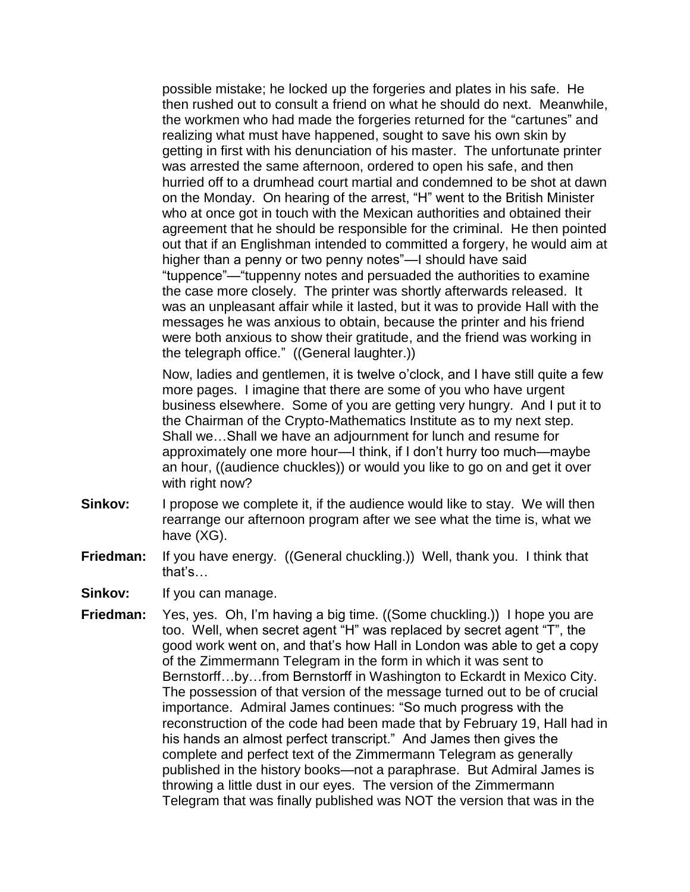possible mistake; he locked up the forgeries and plates in his safe. He then rushed out to consult a friend on what he should do next. Meanwhile, the workmen who had made the forgeries returned for the "cartunes" and realizing what must have happened, sought to save his own skin by getting in first with his denunciation of his master. The unfortunate printer was arrested the same afternoon, ordered to open his safe, and then hurried off to a drumhead court martial and condemned to be shot at dawn on the Monday. On hearing of the arrest, "H" went to the British Minister who at once got in touch with the Mexican authorities and obtained their agreement that he should be responsible for the criminal. He then pointed out that if an Englishman intended to committed a forgery, he would aim at higher than a penny or two penny notes"—I should have said "tuppence"—"tuppenny notes and persuaded the authorities to examine the case more closely. The printer was shortly afterwards released. It was an unpleasant affair while it lasted, but it was to provide Hall with the messages he was anxious to obtain, because the printer and his friend were both anxious to show their gratitude, and the friend was working in the telegraph office." ((General laughter.))

Now, ladies and gentlemen, it is twelve o'clock, and I have still quite a few more pages. I imagine that there are some of you who have urgent business elsewhere. Some of you are getting very hungry. And I put it to the Chairman of the Crypto-Mathematics Institute as to my next step. Shall we…Shall we have an adjournment for lunch and resume for approximately one more hour—I think, if I don't hurry too much—maybe an hour, ((audience chuckles)) or would you like to go on and get it over with right now?

**Sinkov:** I propose we complete it, if the audience would like to stay. We will then rearrange our afternoon program after we see what the time is, what we have (XG).

**Friedman:** If you have energy. ((General chuckling.)) Well, thank you. I think that that's…

**Sinkov:** If you can manage.

**Friedman:** Yes, yes. Oh, I'm having a big time. ((Some chuckling.)) I hope you are too. Well, when secret agent "H" was replaced by secret agent "T", the good work went on, and that's how Hall in London was able to get a copy of the Zimmermann Telegram in the form in which it was sent to Bernstorff…by…from Bernstorff in Washington to Eckardt in Mexico City. The possession of that version of the message turned out to be of crucial importance. Admiral James continues: "So much progress with the reconstruction of the code had been made that by February 19, Hall had in his hands an almost perfect transcript." And James then gives the complete and perfect text of the Zimmermann Telegram as generally published in the history books—not a paraphrase. But Admiral James is throwing a little dust in our eyes. The version of the Zimmermann Telegram that was finally published was NOT the version that was in the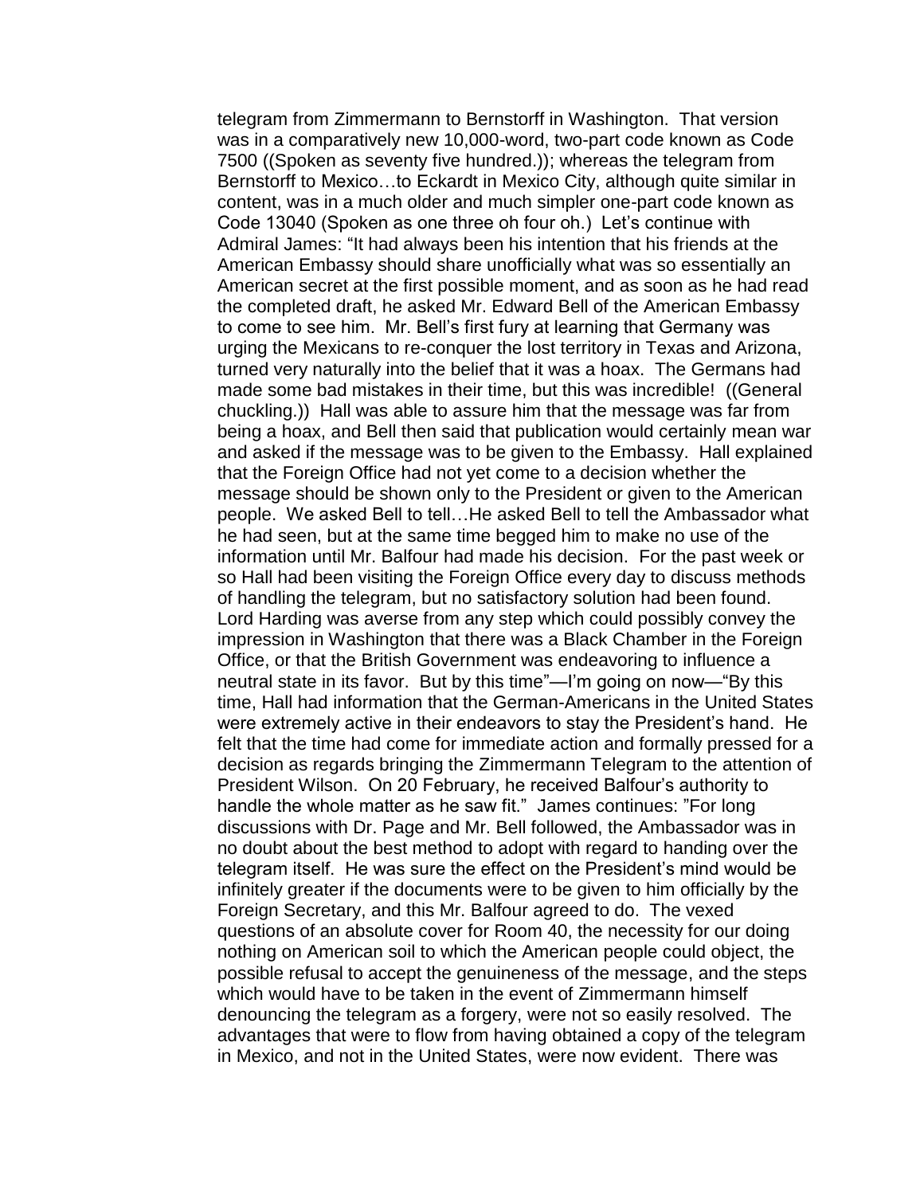telegram from Zimmermann to Bernstorff in Washington. That version was in a comparatively new 10,000-word, two-part code known as Code 7500 ((Spoken as seventy five hundred.)); whereas the telegram from Bernstorff to Mexico…to Eckardt in Mexico City, although quite similar in content, was in a much older and much simpler one-part code known as Code 13040 (Spoken as one three oh four oh.) Let's continue with Admiral James: "It had always been his intention that his friends at the American Embassy should share unofficially what was so essentially an American secret at the first possible moment, and as soon as he had read the completed draft, he asked Mr. Edward Bell of the American Embassy to come to see him. Mr. Bell's first fury at learning that Germany was urging the Mexicans to re-conquer the lost territory in Texas and Arizona, turned very naturally into the belief that it was a hoax. The Germans had made some bad mistakes in their time, but this was incredible! ((General chuckling.)) Hall was able to assure him that the message was far from being a hoax, and Bell then said that publication would certainly mean war and asked if the message was to be given to the Embassy. Hall explained that the Foreign Office had not yet come to a decision whether the message should be shown only to the President or given to the American people. We asked Bell to tell…He asked Bell to tell the Ambassador what he had seen, but at the same time begged him to make no use of the information until Mr. Balfour had made his decision. For the past week or so Hall had been visiting the Foreign Office every day to discuss methods of handling the telegram, but no satisfactory solution had been found. Lord Harding was averse from any step which could possibly convey the impression in Washington that there was a Black Chamber in the Foreign Office, or that the British Government was endeavoring to influence a neutral state in its favor. But by this time"—I'm going on now—"By this time, Hall had information that the German-Americans in the United States were extremely active in their endeavors to stay the President's hand. He felt that the time had come for immediate action and formally pressed for a decision as regards bringing the Zimmermann Telegram to the attention of President Wilson. On 20 February, he received Balfour's authority to handle the whole matter as he saw fit." James continues: "For long discussions with Dr. Page and Mr. Bell followed, the Ambassador was in no doubt about the best method to adopt with regard to handing over the telegram itself. He was sure the effect on the President's mind would be infinitely greater if the documents were to be given to him officially by the Foreign Secretary, and this Mr. Balfour agreed to do. The vexed questions of an absolute cover for Room 40, the necessity for our doing nothing on American soil to which the American people could object, the possible refusal to accept the genuineness of the message, and the steps which would have to be taken in the event of Zimmermann himself denouncing the telegram as a forgery, were not so easily resolved. The advantages that were to flow from having obtained a copy of the telegram in Mexico, and not in the United States, were now evident. There was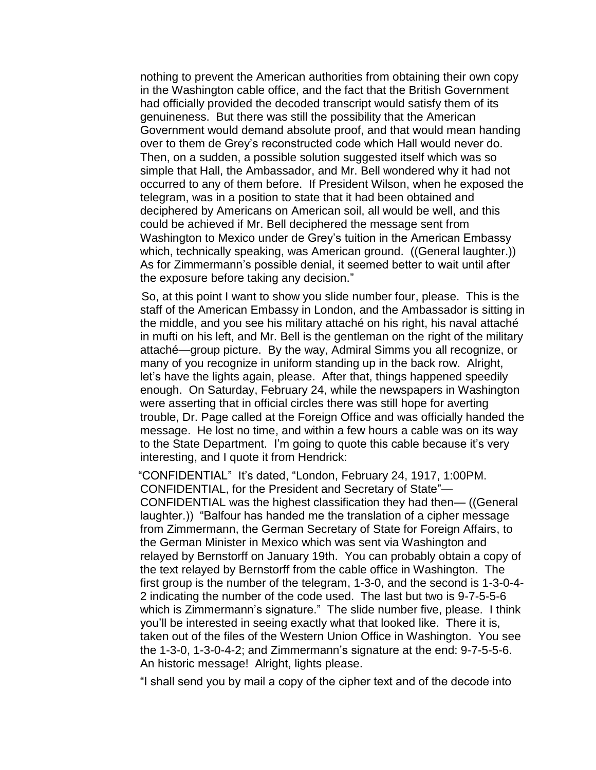nothing to prevent the American authorities from obtaining their own copy in the Washington cable office, and the fact that the British Government had officially provided the decoded transcript would satisfy them of its genuineness. But there was still the possibility that the American Government would demand absolute proof, and that would mean handing over to them de Grey's reconstructed code which Hall would never do. Then, on a sudden, a possible solution suggested itself which was so simple that Hall, the Ambassador, and Mr. Bell wondered why it had not occurred to any of them before. If President Wilson, when he exposed the telegram, was in a position to state that it had been obtained and deciphered by Americans on American soil, all would be well, and this could be achieved if Mr. Bell deciphered the message sent from Washington to Mexico under de Grey's tuition in the American Embassy which, technically speaking, was American ground. ((General laughter.)) As for Zimmermann's possible denial, it seemed better to wait until after the exposure before taking any decision."

So, at this point I want to show you slide number four, please. This is the staff of the American Embassy in London, and the Ambassador is sitting in the middle, and you see his military attaché on his right, his naval attaché in mufti on his left, and Mr. Bell is the gentleman on the right of the military attaché—group picture. By the way, Admiral Simms you all recognize, or many of you recognize in uniform standing up in the back row. Alright, let's have the lights again, please. After that, things happened speedily enough. On Saturday, February 24, while the newspapers in Washington were asserting that in official circles there was still hope for averting trouble, Dr. Page called at the Foreign Office and was officially handed the message. He lost no time, and within a few hours a cable was on its way to the State Department. I'm going to quote this cable because it's very interesting, and I quote it from Hendrick:

"CONFIDENTIAL" It's dated, "London, February 24, 1917, 1:00PM. CONFIDENTIAL, for the President and Secretary of State"—CONFIDENTIAL was the highest classification they had then— ((General laughter.)) "Balfour has handed me the translation of a cipher message from Zimmermann, the German Secretary of State for Foreign Affairs, to the German Minister in Mexico which was sent via Washington and relayed by Bernstorff on January 19th. You can probably obtain a copy of the text relayed by Bernstorff from the cable office in Washington. The first group is the number of the telegram, 1-3-0, and the second is 1-3-0-4-2 indicating the number of the code used. The last but two is 9-7-5-5-6 which is Zimmermann's signature." The slide number five, please. I think you'll be interested in seeing exactly what that looked like. There it is, taken out of the files of the Western Union Office in Washington. You see the 1-3-0, 1-3-0-4-2; and Zimmermann's signature at the end: 9-7-5-5-6. An historic message! Alright, lights please.

"I shall send you by mail a copy of the cipher text and of the decode into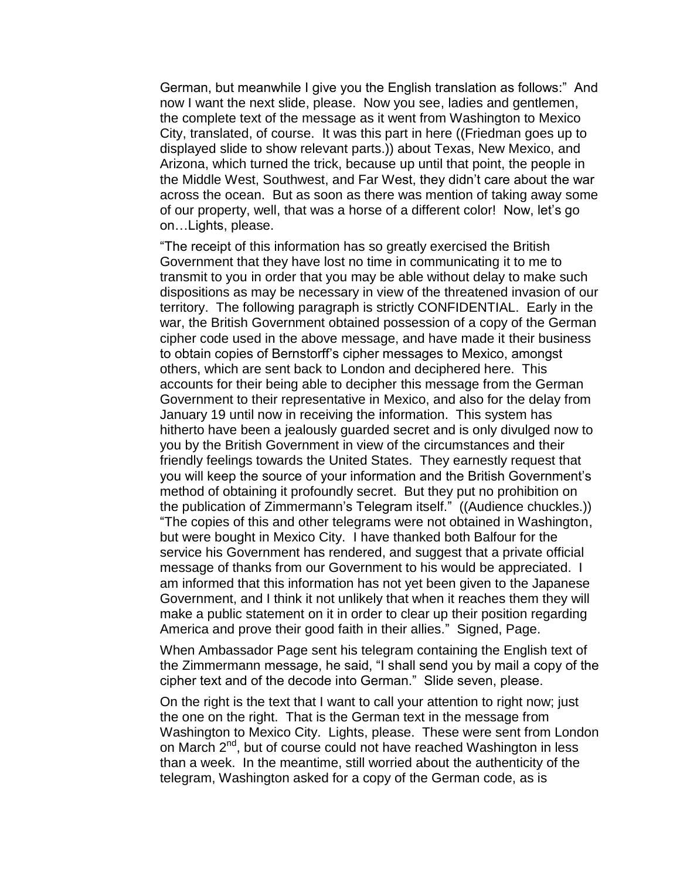German, but meanwhile I give you the English translation as follows:" And now I want the next slide, please. Now you see, ladies and gentlemen, the complete text of the message as it went from Washington to Mexico City, translated, of course. It was this part in here ((Friedman goes up to displayed slide to show relevant parts.)) about Texas, New Mexico, and Arizona, which turned the trick, because up until that point, the people in the Middle West, Southwest, and Far West, they didn't care about the war across the ocean. But as soon as there was mention of taking away some of our property, well, that was a horse of a different color! Now, let's go on…Lights, please.

"The receipt of this information has so greatly exercised the British Government that they have lost no time in communicating it to me to transmit to you in order that you may be able without delay to make such dispositions as may be necessary in view of the threatened invasion of our territory. The following paragraph is strictly CONFIDENTIAL. Early in the war, the British Government obtained possession of a copy of the German cipher code used in the above message, and have made it their business to obtain copies of Bernstorff's cipher messages to Mexico, amongst others, which are sent back to London and deciphered here. This accounts for their being able to decipher this message from the German Government to their representative in Mexico, and also for the delay from January 19 until now in receiving the information. This system has hitherto have been a jealously guarded secret and is only divulged now to you by the British Government in view of the circumstances and their friendly feelings towards the United States. They earnestly request that you will keep the source of your information and the British Government's method of obtaining it profoundly secret. But they put no prohibition on the publication of Zimmermann's Telegram itself." ((Audience chuckles.)) "The copies of this and other telegrams were not obtained in Washington, but were bought in Mexico City. I have thanked both Balfour for the service his Government has rendered, and suggest that a private official message of thanks from our Government to his would be appreciated. I am informed that this information has not yet been given to the Japanese Government, and I think it not unlikely that when it reaches them they will make a public statement on it in order to clear up their position regarding America and prove their good faith in their allies." Signed, Page.

When Ambassador Page sent his telegram containing the English text of the Zimmermann message, he said, "I shall send you by mail a copy of the cipher text and of the decode into German." Slide seven, please.

On the right is the text that I want to call your attention to right now; just the one on the right. That is the German text in the message from Washington to Mexico City. Lights, please. These were sent from London on March 2nd, but of course could not have reached Washington in less than a week. In the meantime, still worried about the authenticity of the telegram, Washington asked for a copy of the German code, as is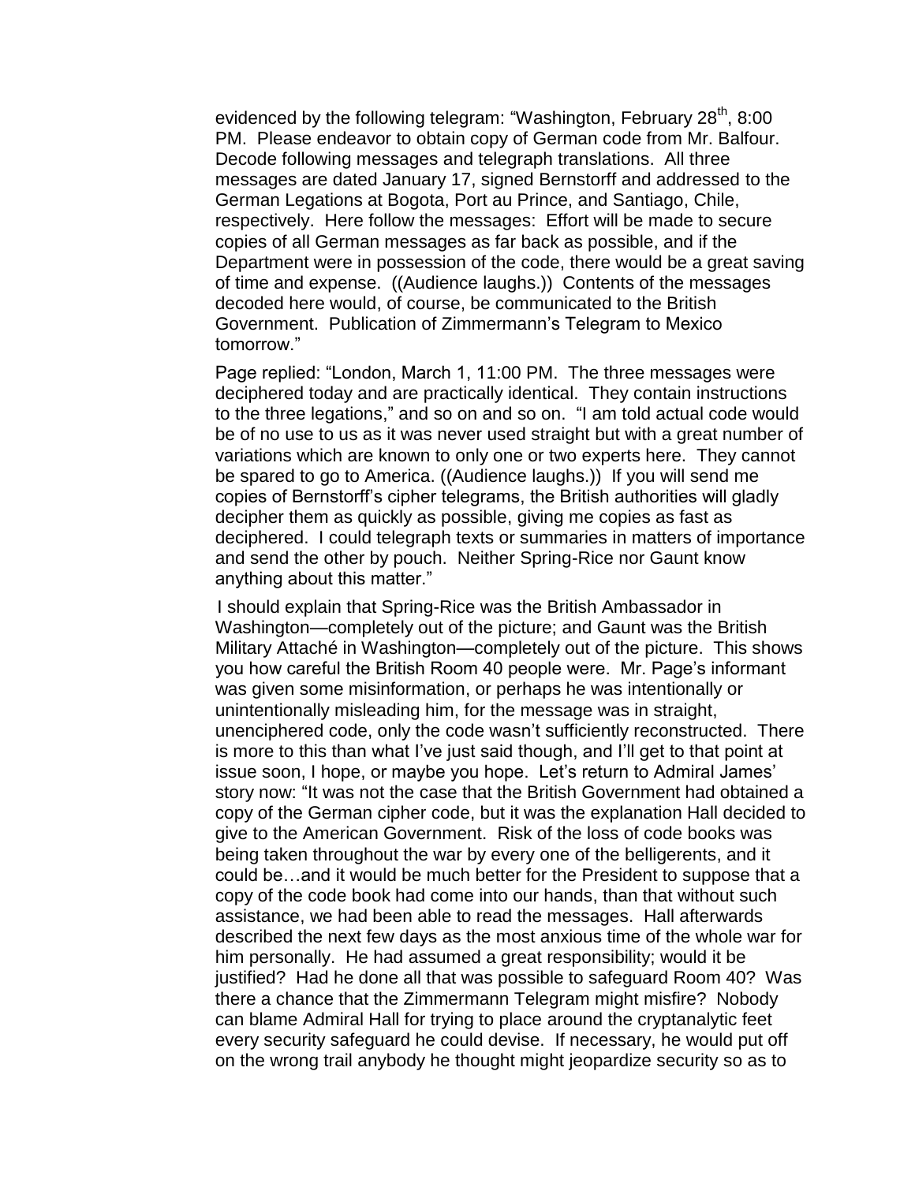evidenced by the following telegram: "Washington, February 28th, 8:00 PM. Please endeavor to obtain copy of German code from Mr. Balfour. Decode following messages and telegraph translations. All three messages are dated January 17, signed Bernstorff and addressed to the German Legations at Bogota, Port au Prince, and Santiago, Chile, respectively. Here follow the messages: Effort will be made to secure copies of all German messages as far back as possible, and if the Department were in possession of the code, there would be a great saving of time and expense. ((Audience laughs.)) Contents of the messages decoded here would, of course, be communicated to the British Government. Publication of Zimmermann's Telegram to Mexico tomorrow."

Page replied: "London, March 1, 11:00 PM. The three messages were deciphered today and are practically identical. They contain instructions to the three legations," and so on and so on. "I am told actual code would be of no use to us as it was never used straight but with a great number of variations which are known to only one or two experts here. They cannot be spared to go to America. ((Audience laughs.)) If you will send me copies of Bernstorff's cipher telegrams, the British authorities will gladly decipher them as quickly as possible, giving me copies as fast as deciphered. I could telegraph texts or summaries in matters of importance and send the other by pouch. Neither Spring-Rice nor Gaunt know anything about this matter."

I should explain that Spring-Rice was the British Ambassador in Washington—completely out of the picture; and Gaunt was the British Military Attaché in Washington—completely out of the picture. This shows you how careful the British Room 40 people were. Mr. Page's informant was given some misinformation, or perhaps he was intentionally or unintentionally misleading him, for the message was in straight, unenciphered code, only the code wasn't sufficiently reconstructed. There is more to this than what I've just said though, and I'll get to that point at issue soon, I hope, or maybe you hope. Let's return to Admiral James' story now: "It was not the case that the British Government had obtained a copy of the German cipher code, but it was the explanation Hall decided to give to the American Government. Risk of the loss of code books was being taken throughout the war by every one of the belligerents, and it could be…and it would be much better for the President to suppose that a copy of the code book had come into our hands, than that without such assistance, we had been able to read the messages. Hall afterwards described the next few days as the most anxious time of the whole war for him personally. He had assumed a great responsibility; would it be justified? Had he done all that was possible to safeguard Room 40? Was there a chance that the Zimmermann Telegram might misfire? Nobody can blame Admiral Hall for trying to place around the cryptanalytic feet every security safeguard he could devise. If necessary, he would put off on the wrong trail anybody he thought might jeopardize security so as to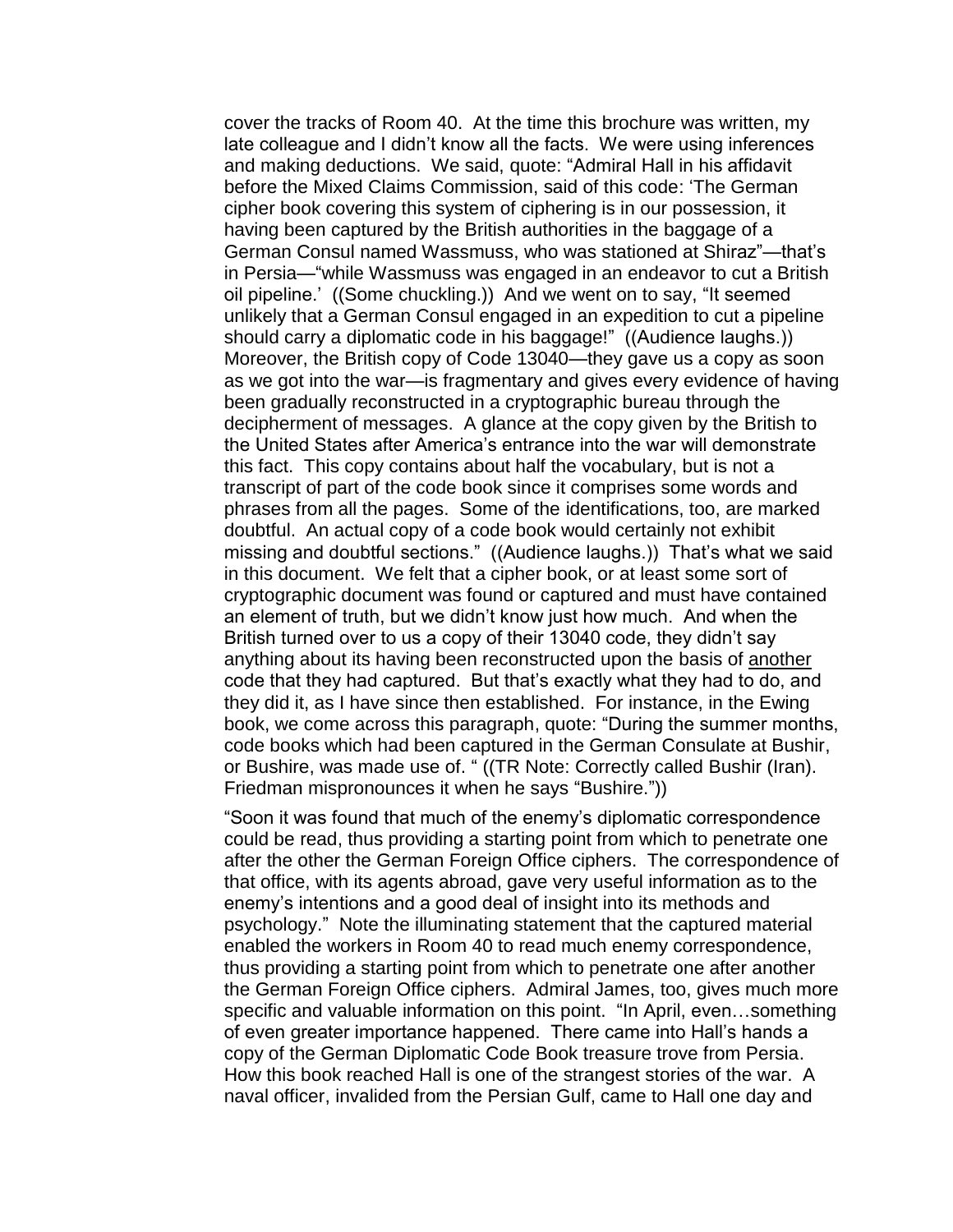cover the tracks of Room 40. At the time this brochure was written, my late colleague and I didn't know all the facts. We were using inferences and making deductions. We said, quote: "Admiral Hall in his affidavit before the Mixed Claims Commission, said of this code: 'The German cipher book covering this system of ciphering is in our possession, it having been captured by the British authorities in the baggage of a German Consul named Wassmuss, who was stationed at Shiraz"—that's in Persia—"while Wassmuss was engaged in an endeavor to cut a British oil pipeline.' ((Some chuckling.)) And we went on to say, "It seemed unlikely that a German Consul engaged in an expedition to cut a pipeline should carry a diplomatic code in his baggage!" ((Audience laughs.)) Moreover, the British copy of Code 13040—they gave us a copy as soon as we got into the war—is fragmentary and gives every evidence of having been gradually reconstructed in a cryptographic bureau through the decipherment of messages. A glance at the copy given by the British to the United States after America's entrance into the war will demonstrate this fact. This copy contains about half the vocabulary, but is not a transcript of part of the code book since it comprises some words and phrases from all the pages. Some of the identifications, too, are marked doubtful. An actual copy of a code book would certainly not exhibit missing and doubtful sections." ((Audience laughs.)) That's what we said in this document. We felt that a cipher book, or at least some sort of cryptographic document was found or captured and must have contained an element of truth, but we didn't know just how much. And when the British turned over to us a copy of their 13040 code, they didn't say anything about its having been reconstructed upon the basis of <u>another</u> code that they had captured. But that's exactly what they had to do, and they did it, as I have since then established. For instance, in the Ewing book, we come across this paragraph, quote: "During the summer months, code books which had been captured in the German Consulate at Bushir, or Bushire, was made use of. " ((TR Note: Correctly called Bushir (Iran). Friedman mispronounces it when he says "Bushire."))

"Soon it was found that much of the enemy's diplomatic correspondence could be read, thus providing a starting point from which to penetrate one after the other the German Foreign Office ciphers. The correspondence of that office, with its agents abroad, gave very useful information as to the enemy's intentions and a good deal of insight into its methods and psychology." Note the illuminating statement that the captured material enabled the workers in Room 40 to read much enemy correspondence, thus providing a starting point from which to penetrate one after another the German Foreign Office ciphers. Admiral James, too, gives much more specific and valuable information on this point. "In April, even…something of even greater importance happened. There came into Hall's hands a copy of the German Diplomatic Code Book treasure trove from Persia. How this book reached Hall is one of the strangest stories of the war. A naval officer, invalided from the Persian Gulf, came to Hall one day and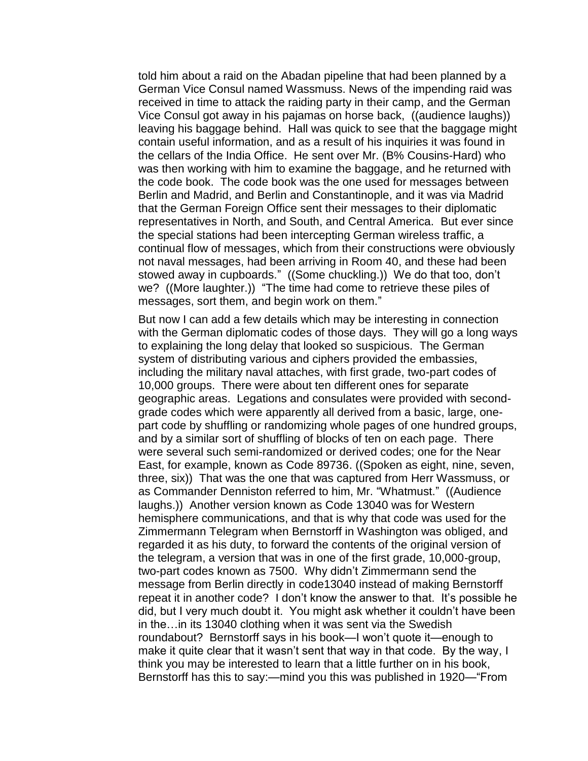told him about a raid on the Abadan pipeline that had been planned by a German Vice Consul named Wassmuss. News of the impending raid was received in time to attack the raiding party in their camp, and the German Vice Consul got away in his pajamas on horse back, ((audience laughs)) leaving his baggage behind. Hall was quick to see that the baggage might contain useful information, and as a result of his inquiries it was found in the cellars of the India Office. He sent over Mr. (B% Cousins-Hard) who was then working with him to examine the baggage, and he returned with the code book. The code book was the one used for messages between Berlin and Madrid, and Berlin and Constantinople, and it was via Madrid that the German Foreign Office sent their messages to their diplomatic representatives in North, and South, and Central America. But ever since the special stations had been intercepting German wireless traffic, a continual flow of messages, which from their constructions were obviously not naval messages, had been arriving in Room 40, and these had been stowed away in cupboards." ((Some chuckling.)) We do that too, don't we? ((More laughter.)) "The time had come to retrieve these piles of messages, sort them, and begin work on them."

But now I can add a few details which may be interesting in connection with the German diplomatic codes of those days. They will go a long ways to explaining the long delay that looked so suspicious. The German system of distributing various and ciphers provided the embassies, including the military naval attaches, with first grade, two-part codes of 10,000 groups. There were about ten different ones for separate geographic areas. Legations and consulates were provided with second-grade codes which were apparently all derived from a basic, large, one-part code by shuffling or randomizing whole pages of one hundred groups, and by a similar sort of shuffling of blocks of ten on each page. There were several such semi-randomized or derived codes; one for the Near East, for example, known as Code 89736. ((Spoken as eight, nine, seven, three, six)) That was the one that was captured from Herr Wassmuss, or as Commander Denniston referred to him, Mr. "Whatmust." ((Audience laughs.)) Another version known as Code 13040 was for Western hemisphere communications, and that is why that code was used for the Zimmermann Telegram when Bernstorff in Washington was obliged, and regarded it as his duty, to forward the contents of the original version of the telegram, a version that was in one of the first grade, 10,000-group, two-part codes known as 7500. Why didn't Zimmermann send the message from Berlin directly in code13040 instead of making Bernstorff repeat it in another code? I don't know the answer to that. It's possible he did, but I very much doubt it. You might ask whether it couldn't have been in the…in its 13040 clothing when it was sent via the Swedish roundabout? Bernstorff says in his book—I won't quote it—enough to make it quite clear that it wasn't sent that way in that code. By the way, I think you may be interested to learn that a little further on in his book, Bernstorff has this to say:—mind you this was published in 1920—"From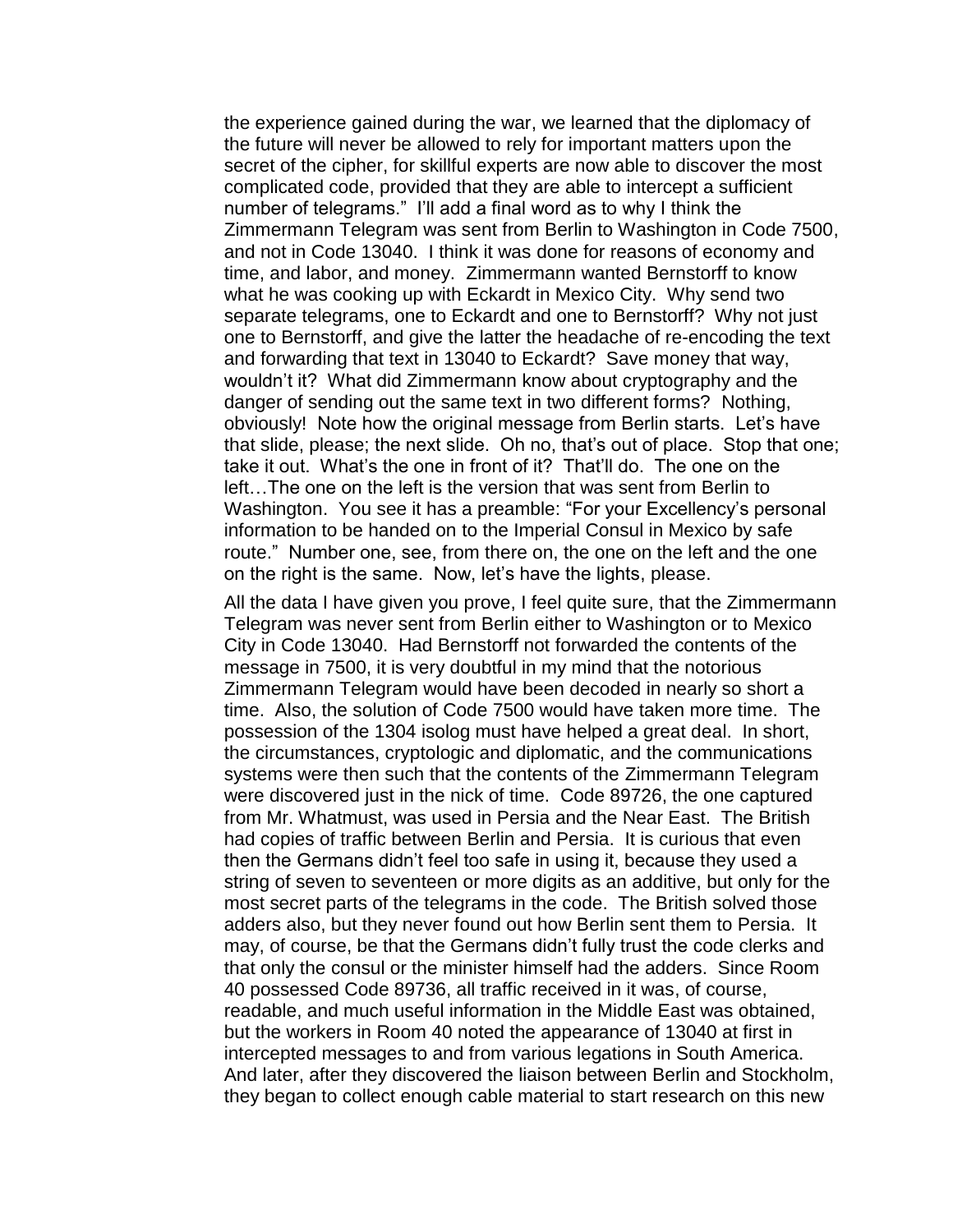the experience gained during the war, we learned that the diplomacy of the future will never be allowed to rely for important matters upon the secret of the cipher, for skillful experts are now able to discover the most complicated code, provided that they are able to intercept a sufficient number of telegrams." I'll add a final word as to why I think the Zimmermann Telegram was sent from Berlin to Washington in Code 7500, and not in Code 13040. I think it was done for reasons of economy and time, and labor, and money. Zimmermann wanted Bernstorff to know what he was cooking up with Eckardt in Mexico City. Why send two separate telegrams, one to Eckardt and one to Bernstorff? Why not just one to Bernstorff, and give the latter the headache of re-encoding the text and forwarding that text in 13040 to Eckardt? Save money that way, wouldn't it? What did Zimmermann know about cryptography and the danger of sending out the same text in two different forms? Nothing, obviously! Note how the original message from Berlin starts. Let's have that slide, please; the next slide. Oh no, that's out of place. Stop that one; take it out. What's the one in front of it? That'll do. The one on the left…The one on the left is the version that was sent from Berlin to Washington. You see it has a preamble: "For your Excellency's personal information to be handed on to the Imperial Consul in Mexico by safe route." Number one, see, from there on, the one on the left and the one on the right is the same. Now, let's have the lights, please.

All the data I have given you prove, I feel quite sure, that the Zimmermann Telegram was never sent from Berlin either to Washington or to Mexico City in Code 13040. Had Bernstorff not forwarded the contents of the message in 7500, it is very doubtful in my mind that the notorious Zimmermann Telegram would have been decoded in nearly so short a time. Also, the solution of Code 7500 would have taken more time. The possession of the 1304 isolog must have helped a great deal. In short, the circumstances, cryptologic and diplomatic, and the communications systems were then such that the contents of the Zimmermann Telegram were discovered just in the nick of time. Code 89726, the one captured from Mr. Whatmust, was used in Persia and the Near East. The British had copies of traffic between Berlin and Persia. It is curious that even then the Germans didn't feel too safe in using it, because they used a string of seven to seventeen or more digits as an additive, but only for the most secret parts of the telegrams in the code. The British solved those adders also, but they never found out how Berlin sent them to Persia. It may, of course, be that the Germans didn't fully trust the code clerks and that only the consul or the minister himself had the adders. Since Room 40 possessed Code 89736, all traffic received in it was, of course, readable, and much useful information in the Middle East was obtained, but the workers in Room 40 noted the appearance of 13040 at first in intercepted messages to and from various legations in South America. And later, after they discovered the liaison between Berlin and Stockholm, they began to collect enough cable material to start research on this new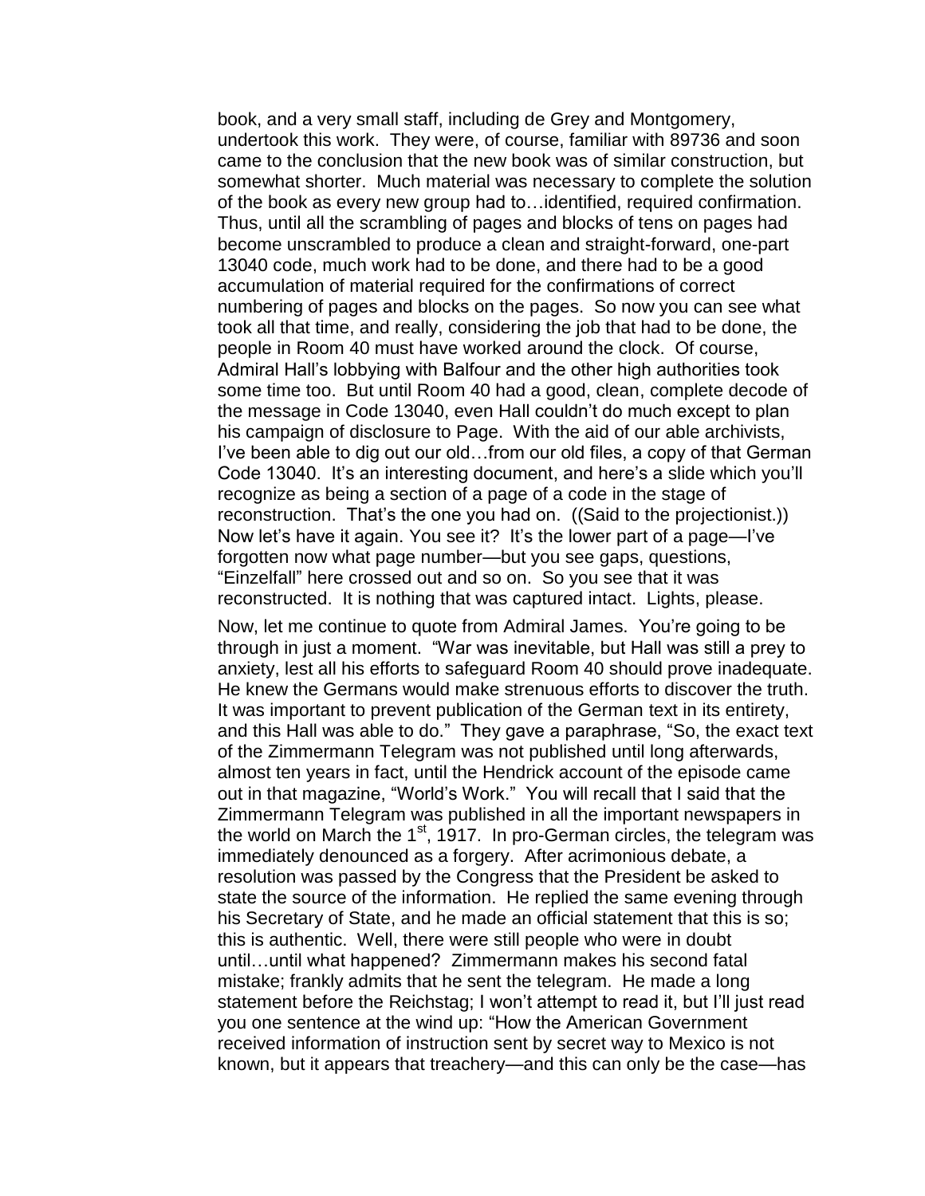book, and a very small staff, including de Grey and Montgomery, undertook this work. They were, of course, familiar with 89736 and soon came to the conclusion that the new book was of similar construction, but somewhat shorter. Much material was necessary to complete the solution of the book as every new group had to…identified, required confirmation. Thus, until all the scrambling of pages and blocks of tens on pages had become unscrambled to produce a clean and straight-forward, one-part 13040 code, much work had to be done, and there had to be a good accumulation of material required for the confirmations of correct numbering of pages and blocks on the pages. So now you can see what took all that time, and really, considering the job that had to be done, the people in Room 40 must have worked around the clock. Of course, Admiral Hall's lobbying with Balfour and the other high authorities took some time too. But until Room 40 had a good, clean, complete decode of the message in Code 13040, even Hall couldn't do much except to plan his campaign of disclosure to Page. With the aid of our able archivists, I've been able to dig out our old…from our old files, a copy of that German Code 13040. It's an interesting document, and here's a slide which you'll recognize as being a section of a page of a code in the stage of reconstruction. That's the one you had on. ((Said to the projectionist.)) Now let's have it again. You see it? It's the lower part of a page—I've forgotten now what page number—but you see gaps, questions, "Einzelfall" here crossed out and so on. So you see that it was reconstructed. It is nothing that was captured intact. Lights, please.

Now, let me continue to quote from Admiral James. You're going to be through in just a moment. "War was inevitable, but Hall was still a prey to anxiety, lest all his efforts to safeguard Room 40 should prove inadequate. He knew the Germans would make strenuous efforts to discover the truth. It was important to prevent publication of the German text in its entirety, and this Hall was able to do." They gave a paraphrase, "So, the exact text of the Zimmermann Telegram was not published until long afterwards, almost ten years in fact, until the Hendrick account of the episode came out in that magazine, "World's Work." You will recall that I said that the Zimmermann Telegram was published in all the important newspapers in the world on March the 1st, 1917. In pro-German circles, the telegram was immediately denounced as a forgery. After acrimonious debate, a resolution was passed by the Congress that the President be asked to state the source of the information. He replied the same evening through his Secretary of State, and he made an official statement that this is so; this is authentic. Well, there were still people who were in doubt until…until what happened? Zimmermann makes his second fatal mistake; frankly admits that he sent the telegram. He made a long statement before the Reichstag; I won't attempt to read it, but I'll just read you one sentence at the wind up: "How the American Government received information of instruction sent by secret way to Mexico is not known, but it appears that treachery—and this can only be the case—has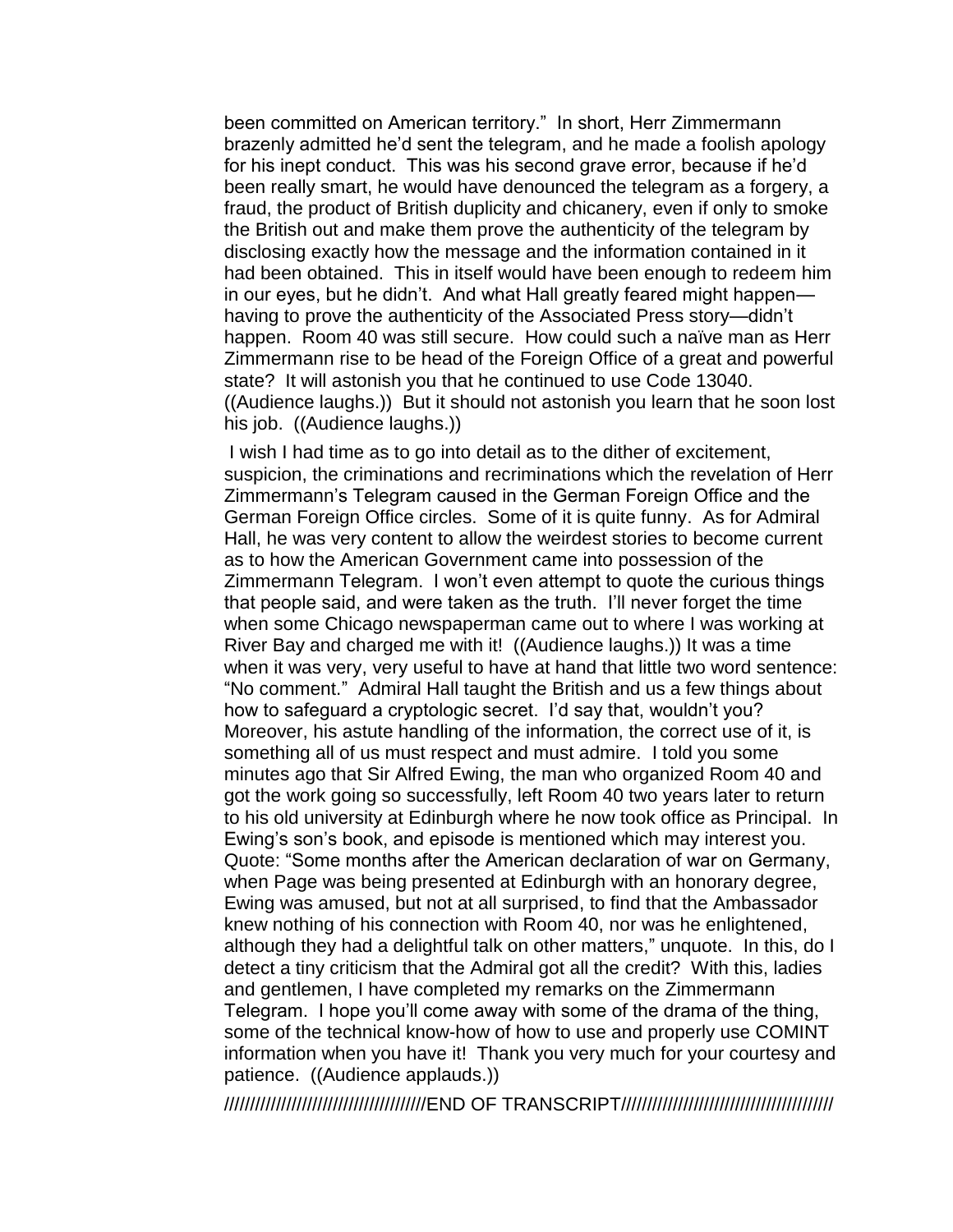been committed on American territory." In short, Herr Zimmermann brazenly admitted he'd sent the telegram, and he made a foolish apology for his inept conduct. This was his second grave error, because if he'd been really smart, he would have denounced the telegram as a forgery, a fraud, the product of British duplicity and chicanery, even if only to smoke the British out and make them prove the authenticity of the telegram by disclosing exactly how the message and the information contained in it had been obtained. This in itself would have been enough to redeem him in our eyes, but he didn't. And what Hall greatly feared might happen—having to prove the authenticity of the Associated Press story—didn't happen. Room 40 was still secure. How could such a naïve man as Herr Zimmermann rise to be head of the Foreign Office of a great and powerful state? It will astonish you that he continued to use Code 13040. ((Audience laughs.)) But it should not astonish you learn that he soon lost his job. ((Audience laughs.))

I wish I had time as to go into detail as to the dither of excitement, suspicion, the criminations and recriminations which the revelation of Herr Zimmermann's Telegram caused in the German Foreign Office and the German Foreign Office circles. Some of it is quite funny. As for Admiral Hall, he was very content to allow the weirdest stories to become current as to how the American Government came into possession of the Zimmermann Telegram. I won't even attempt to quote the curious things that people said, and were taken as the truth. I'll never forget the time when some Chicago newspaperman came out to where I was working at River Bay and charged me with it! ((Audience laughs.)) It was a time when it was very, very useful to have at hand that little two word sentence: "No comment." Admiral Hall taught the British and us a few things about how to safeguard a cryptologic secret. I'd say that, wouldn't you? Moreover, his astute handling of the information, the correct use of it, is something all of us must respect and must admire. I told you some minutes ago that Sir Alfred Ewing, the man who organized Room 40 and got the work going so successfully, left Room 40 two years later to return to his old university at Edinburgh where he now took office as Principal. In Ewing's son's book, and episode is mentioned which may interest you. Quote: "Some months after the American declaration of war on Germany, when Page was being presented at Edinburgh with an honorary degree, Ewing was amused, but not at all surprised, to find that the Ambassador knew nothing of his connection with Room 40, nor was he enlightened, although they had a delightful talk on other matters," unquote. In this, do I detect a tiny criticism that the Admiral got all the credit? With this, ladies and gentlemen, I have completed my remarks on the Zimmermann Telegram. I hope you'll come away with some of the drama of the thing, some of the technical know-how of how to use and properly use COMINT information when you have it! Thank you very much for your courtesy and patience. ((Audience applauds.))

////////////////////////////////////END OF TRANSCRIPT////////////////////////////////////////